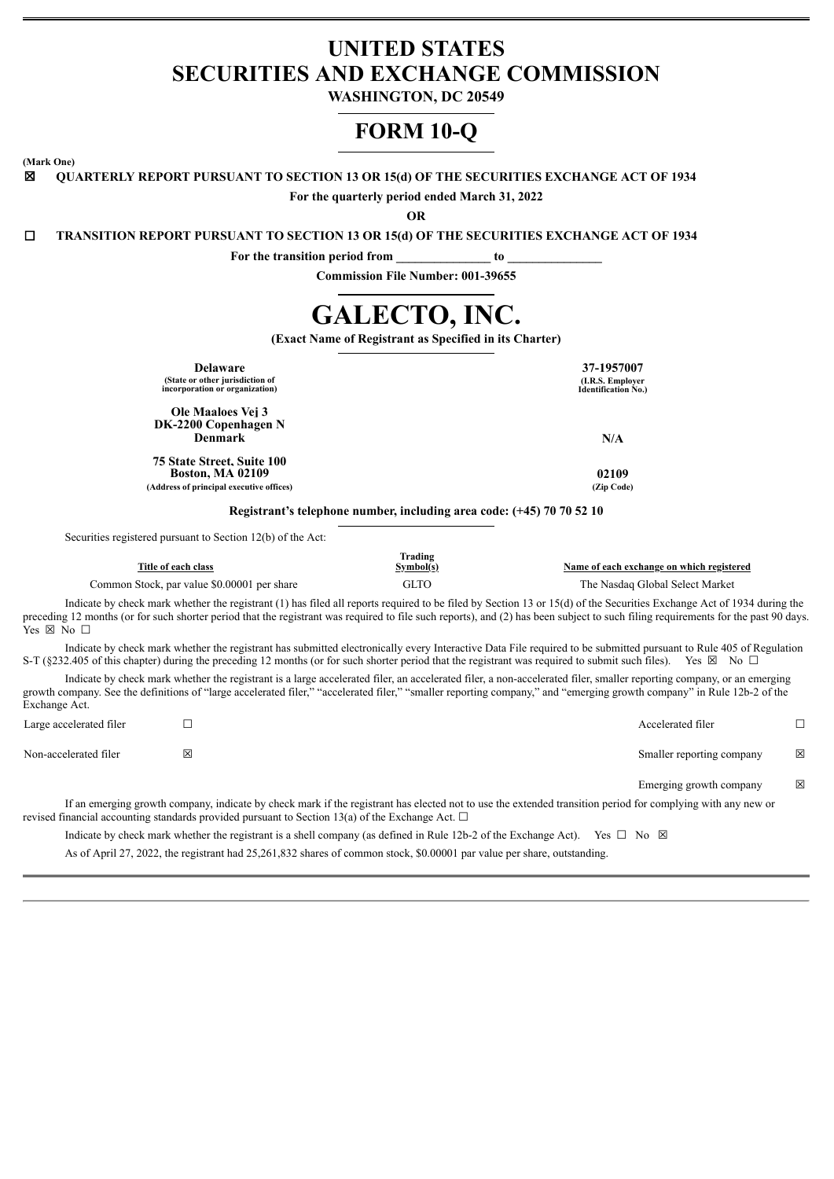# UNITED STATES SECURITIES AND EXCHANGE COMMISSION

**WASHINGTON, DC 20549**

# FORM 10-Q

**(Mark One)**

☒ **QUARTERLY REPORT PURSUANT TO SECTION 13 OR 15(d) OF THE SECURITIES EXCHANGE ACT OF 1934**

**For the quarterly period ended March 31, 2022**

**OR**

☐ **TRANSITION REPORT PURSUANT TO SECTION 13 OR 15(d) OF THE SECURITIES EXCHANGE ACT OF 1934**

**For the transition period from _______________ to _______________**

**Commission File Number: 001-39655**

# GALECTO, INC.

**(Exact Name of Registrant as Specified in its Charter)**

| | |
|---|---|
| **Delaware**<br>**(State or other jurisdiction of incorporation or organization)** | **37-1957007**<br>**(I.R.S. Employer Identification No.)** |
| **Ole Maaloes Vej 3**<br>**DK-2200 Copenhagen N**<br>**Denmark** | **N/A** |
| **75 State Street, Suite 100**<br>**Boston, MA 02109**<br>**(Address of principal executive offices)** | **02109**<br>**(Zip Code)** |

**Registrant's telephone number, including area code: (+45) 70 70 52 10**

Securities registered pursuant to Section 12(b) of the Act:

| Title of each class | Trading Symbol(s) | Name of each exchange on which registered |
|---|---|---|
| Common Stock, par value $0.00001 per share | GLTO | The Nasdaq Global Select Market |

Indicate by check mark whether the registrant (1) has filed all reports required to be filed by Section 13 or 15(d) of the Securities Exchange Act of 1934 during the preceding 12 months (or for such shorter period that the registrant was required to file such reports), and (2) has been subject to such filing requirements for the past 90 days. Yes ☒ No ☐

Indicate by check mark whether the registrant has submitted electronically every Interactive Data File required to be submitted pursuant to Rule 405 of Regulation S-T (§232.405 of this chapter) during the preceding 12 months (or for such shorter period that the registrant was required to submit such files). Yes ☒ No ☐

Indicate by check mark whether the registrant is a large accelerated filer, an accelerated filer, a non-accelerated filer, smaller reporting company, or an emerging growth company. See the definitions of "large accelerated filer," "accelerated filer," "smaller reporting company," and "emerging growth company" in Rule 12b-2 of the Exchange Act.

| | | | |
|---|---|---|---|
| Large accelerated filer | ☐ | Accelerated filer | ☐ |
| Non-accelerated filer | ☒ | Smaller reporting company | ☒ |
| | | Emerging growth company | ☒ |

If an emerging growth company, indicate by check mark if the registrant has elected not to use the extended transition period for complying with any new or revised financial accounting standards provided pursuant to Section 13(a) of the Exchange Act. ☐

Indicate by check mark whether the registrant is a shell company (as defined in Rule 12b-2 of the Exchange Act). Yes ☐ No ☒

As of April 27, 2022, the registrant had 25,261,832 shares of common stock, $0.00001 par value per share, outstanding.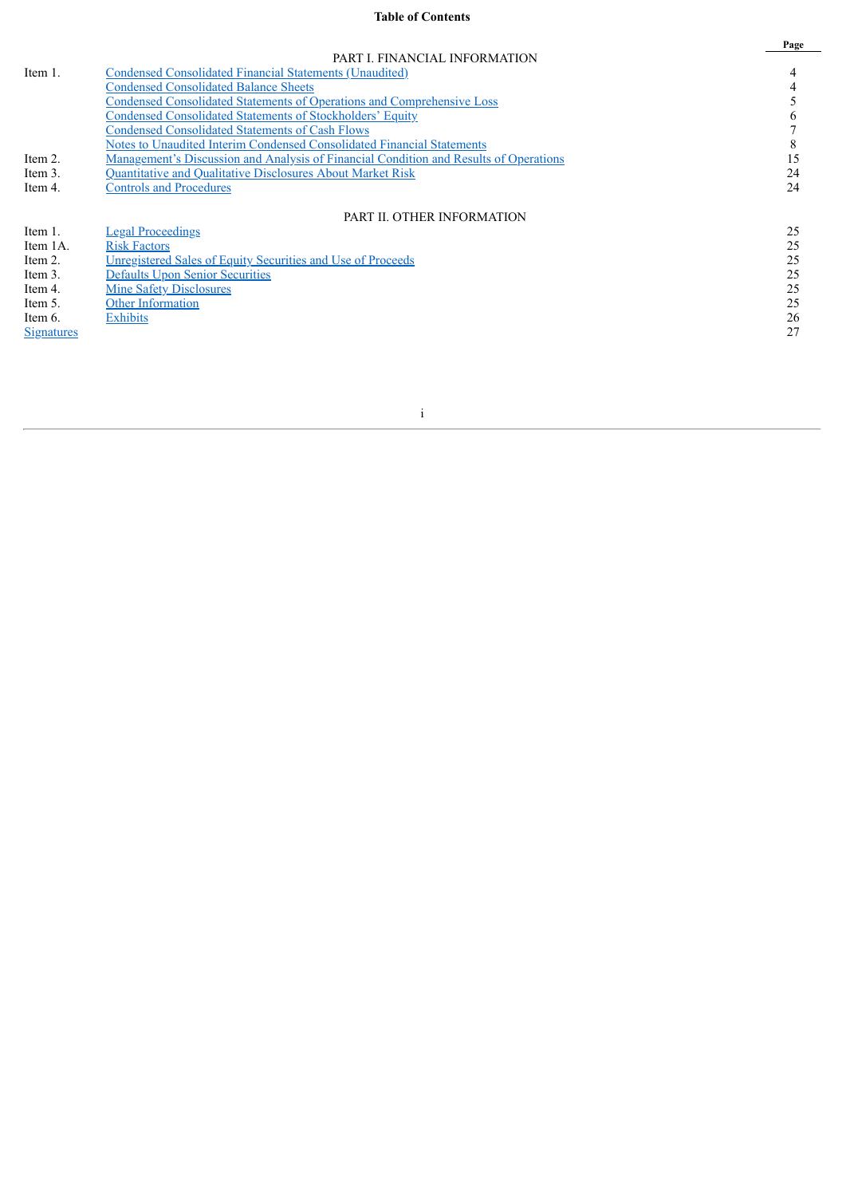**Table of Contents**

| | | Page |
|---|---|---|
| | PART I. FINANCIAL INFORMATION | |
| Item 1. | Condensed Consolidated Financial Statements (Unaudited) | 4 |
| | Condensed Consolidated Balance Sheets | 4 |
| | Condensed Consolidated Statements of Operations and Comprehensive Loss | 5 |
| | Condensed Consolidated Statements of Stockholders' Equity | 6 |
| | Condensed Consolidated Statements of Cash Flows | 7 |
| | Notes to Unaudited Interim Condensed Consolidated Financial Statements | 8 |
| Item 2. | Management's Discussion and Analysis of Financial Condition and Results of Operations | 15 |
| Item 3. | Quantitative and Qualitative Disclosures About Market Risk | 24 |
| Item 4. | Controls and Procedures | 24 |
| | PART II. OTHER INFORMATION | |
| Item 1. | Legal Proceedings | 25 |
| Item 1A. | Risk Factors | 25 |
| Item 2. | Unregistered Sales of Equity Securities and Use of Proceeds | 25 |
| Item 3. | Defaults Upon Senior Securities | 25 |
| Item 4. | Mine Safety Disclosures | 25 |
| Item 5. | Other Information | 25 |
| Item 6. | Exhibits | 26 |
| Signatures | | 27 |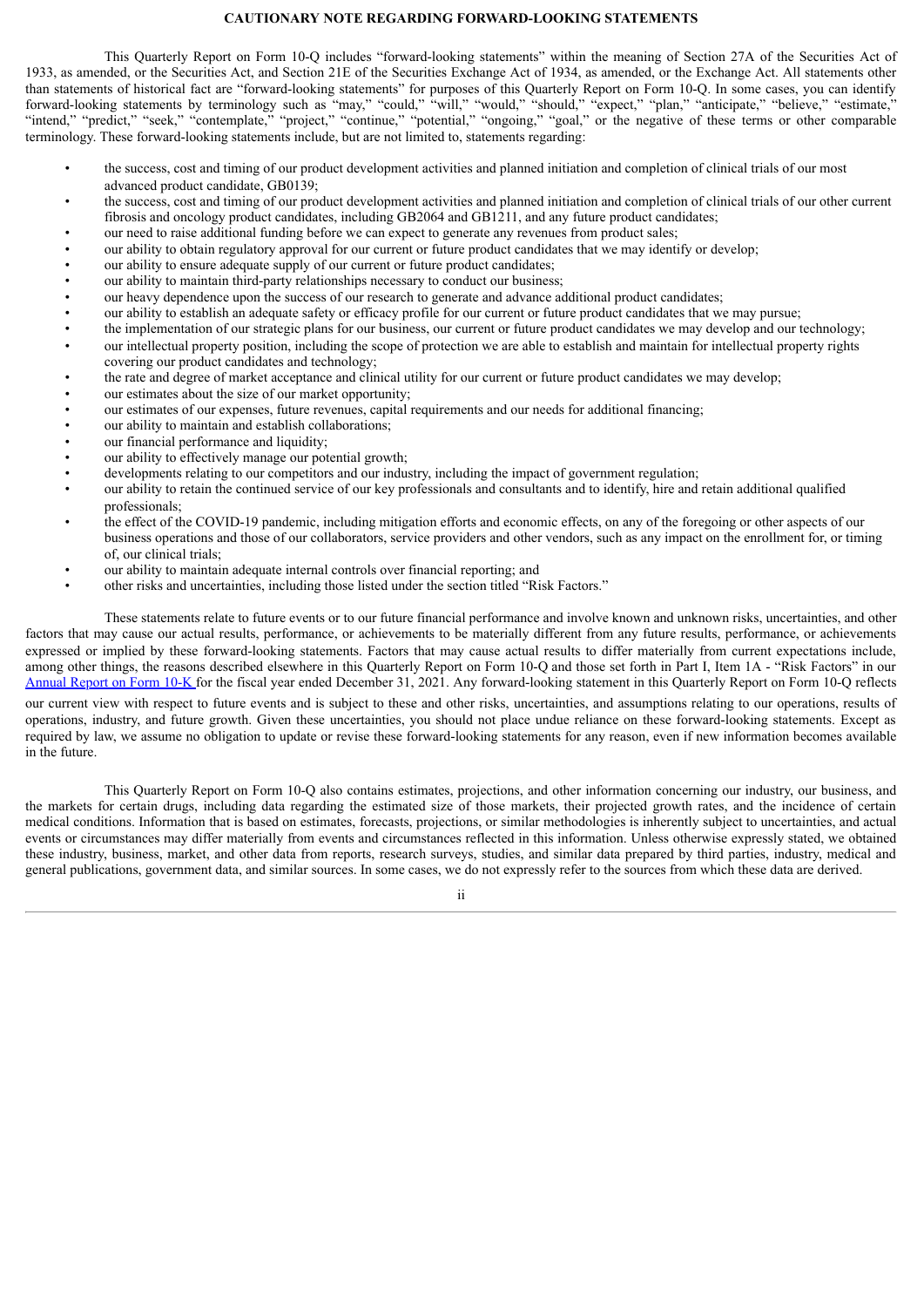## CAUTIONARY NOTE REGARDING FORWARD-LOOKING STATEMENTS

This Quarterly Report on Form 10-Q includes "forward-looking statements" within the meaning of Section 27A of the Securities Act of 1933, as amended, or the Securities Act, and Section 21E of the Securities Exchange Act of 1934, as amended, or the Exchange Act. All statements other than statements of historical fact are "forward-looking statements" for purposes of this Quarterly Report on Form 10-Q. In some cases, you can identify forward-looking statements by terminology such as "may," "could," "will," "would," "should," "expect," "plan," "anticipate," "believe," "estimate," "intend," "predict," "seek," "contemplate," "project," "continue," "potential," "ongoing," "goal," or the negative of these terms or other comparable terminology. These forward-looking statements include, but are not limited to, statements regarding:

- the success, cost and timing of our product development activities and planned initiation and completion of clinical trials of our most advanced product candidate, GB0139;
- the success, cost and timing of our product development activities and planned initiation and completion of clinical trials of our other current fibrosis and oncology product candidates, including GB2064 and GB1211, and any future product candidates;
- our need to raise additional funding before we can expect to generate any revenues from product sales;
- our ability to obtain regulatory approval for our current or future product candidates that we may identify or develop;
- our ability to ensure adequate supply of our current or future product candidates;
- our ability to maintain third-party relationships necessary to conduct our business;
- our heavy dependence upon the success of our research to generate and advance additional product candidates;
- our ability to establish an adequate safety or efficacy profile for our current or future product candidates that we may pursue;
- the implementation of our strategic plans for our business, our current or future product candidates we may develop and our technology;
- our intellectual property position, including the scope of protection we are able to establish and maintain for intellectual property rights covering our product candidates and technology;
- the rate and degree of market acceptance and clinical utility for our current or future product candidates we may develop;
- our estimates about the size of our market opportunity;
- our estimates of our expenses, future revenues, capital requirements and our needs for additional financing;
- our ability to maintain and establish collaborations;
- our financial performance and liquidity;
- our ability to effectively manage our potential growth;
- developments relating to our competitors and our industry, including the impact of government regulation;
- our ability to retain the continued service of our key professionals and consultants and to identify, hire and retain additional qualified professionals;
- the effect of the COVID-19 pandemic, including mitigation efforts and economic effects, on any of the foregoing or other aspects of our business operations and those of our collaborators, service providers and other vendors, such as any impact on the enrollment for, or timing of, our clinical trials;
- our ability to maintain adequate internal controls over financial reporting; and
- other risks and uncertainties, including those listed under the section titled "Risk Factors."

These statements relate to future events or to our future financial performance and involve known and unknown risks, uncertainties, and other factors that may cause our actual results, performance, or achievements to be materially different from any future results, performance, or achievements expressed or implied by these forward-looking statements. Factors that may cause actual results to differ materially from current expectations include, among other things, the reasons described elsewhere in this Quarterly Report on Form 10-Q and those set forth in Part I, Item 1A - "Risk Factors" in our Annual Report on Form 10-K for the fiscal year ended December 31, 2021. Any forward-looking statement in this Quarterly Report on Form 10-Q reflects our current view with respect to future events and is subject to these and other risks, uncertainties, and assumptions relating to our operations, results of operations, industry, and future growth. Given these uncertainties, you should not place undue reliance on these forward-looking statements. Except as required by law, we assume no obligation to update or revise these forward-looking statements for any reason, even if new information becomes available in the future.

This Quarterly Report on Form 10-Q also contains estimates, projections, and other information concerning our industry, our business, and the markets for certain drugs, including data regarding the estimated size of those markets, their projected growth rates, and the incidence of certain medical conditions. Information that is based on estimates, forecasts, projections, or similar methodologies is inherently subject to uncertainties, and actual events or circumstances may differ materially from events and circumstances reflected in this information. Unless otherwise expressly stated, we obtained these industry, business, market, and other data from reports, research surveys, studies, and similar data prepared by third parties, industry, medical and general publications, government data, and similar sources. In some cases, we do not expressly refer to the sources from which these data are derived.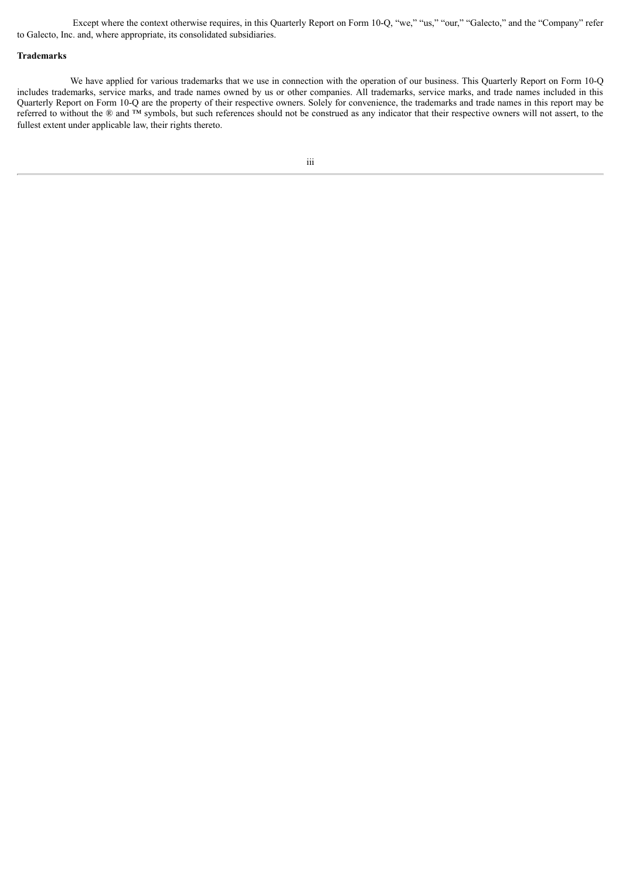Except where the context otherwise requires, in this Quarterly Report on Form 10-Q, "we," "us," "our," "Galecto," and the "Company" refer to Galecto, Inc. and, where appropriate, its consolidated subsidiaries.

**Trademarks**

We have applied for various trademarks that we use in connection with the operation of our business. This Quarterly Report on Form 10-Q includes trademarks, service marks, and trade names owned by us or other companies. All trademarks, service marks, and trade names included in this Quarterly Report on Form 10-Q are the property of their respective owners. Solely for convenience, the trademarks and trade names in this report may be referred to without the ® and ™ symbols, but such references should not be construed as any indicator that their respective owners will not assert, to the fullest extent under applicable law, their rights thereto.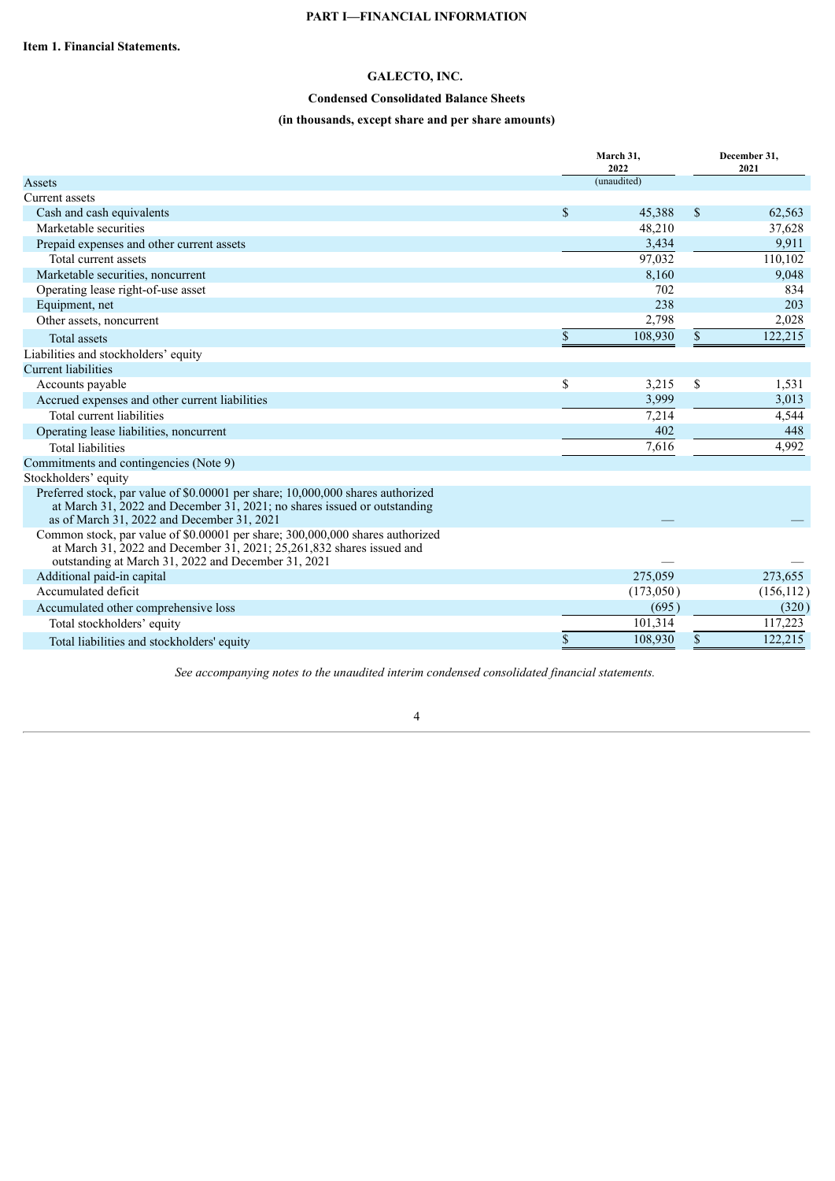# PART I—FINANCIAL INFORMATION

## Item 1. Financial Statements.

### GALECTO, INC.

### Condensed Consolidated Balance Sheets

### (in thousands, except share and per share amounts)

| | March 31, 2022 (unaudited) | December 31, 2021 |
|---|---|---|
| Assets | | |
| Current assets | | |
| Cash and cash equivalents | $ 45,388 | $ 62,563 |
| Marketable securities | 48,210 | 37,628 |
| Prepaid expenses and other current assets | 3,434 | 9,911 |
| Total current assets | 97,032 | 110,102 |
| Marketable securities, noncurrent | 8,160 | 9,048 |
| Operating lease right-of-use asset | 702 | 834 |
| Equipment, net | 238 | 203 |
| Other assets, noncurrent | 2,798 | 2,028 |
| Total assets | $ 108,930 | $ 122,215 |
| Liabilities and stockholders' equity | | |
| Current liabilities | | |
| Accounts payable | $ 3,215 | $ 1,531 |
| Accrued expenses and other current liabilities | 3,999 | 3,013 |
| Total current liabilities | 7,214 | 4,544 |
| Operating lease liabilities, noncurrent | 402 | 448 |
| Total liabilities | 7,616 | 4,992 |
| Commitments and contingencies (Note 9) | | |
| Stockholders' equity | | |
| Preferred stock, par value of $0.00001 per share; 10,000,000 shares authorized at March 31, 2022 and December 31, 2021; no shares issued or outstanding as of March 31, 2022 and December 31, 2021 | — | — |
| Common stock, par value of $0.00001 per share; 300,000,000 shares authorized at March 31, 2022 and December 31, 2021; 25,261,832 shares issued and outstanding at March 31, 2022 and December 31, 2021 | — | — |
| Additional paid-in capital | 275,059 | 273,655 |
| Accumulated deficit | (173,050) | (156,112) |
| Accumulated other comprehensive loss | (695) | (320) |
| Total stockholders' equity | 101,314 | 117,223 |
| Total liabilities and stockholders' equity | $ 108,930 | $ 122,215 |

*See accompanying notes to the unaudited interim condensed consolidated financial statements.*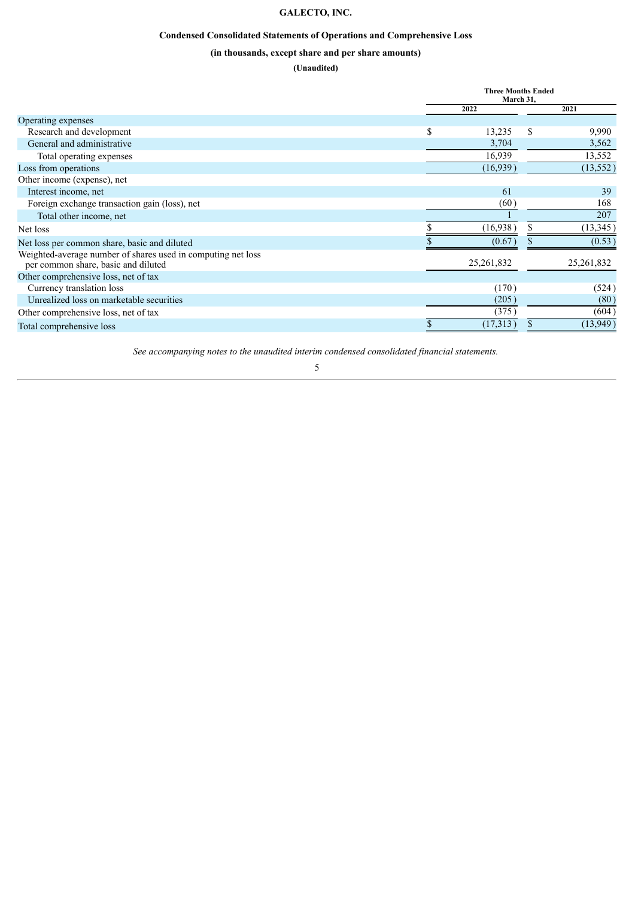# GALECTO, INC.

## Condensed Consolidated Statements of Operations and Comprehensive Loss

### (in thousands, except share and per share amounts)

**(Unaudited)**

| | Three Months Ended March 31, | |
|---|---|---|
| | 2022 | 2021 |
| Operating expenses | | |
| Research and development | $ 13,235 | $ 9,990 |
| General and administrative | 3,704 | 3,562 |
| Total operating expenses | 16,939 | 13,552 |
| Loss from operations | (16,939) | (13,552) |
| Other income (expense), net | | |
| Interest income, net | 61 | 39 |
| Foreign exchange transaction gain (loss), net | (60) | 168 |
| Total other income, net | 1 | 207 |
| Net loss | $ (16,938) | $ (13,345) |
| Net loss per common share, basic and diluted | $ (0.67) | $ (0.53) |
| Weighted-average number of shares used in computing net loss per common share, basic and diluted | 25,261,832 | 25,261,832 |
| Other comprehensive loss, net of tax | | |
| Currency translation loss | (170) | (524) |
| Unrealized loss on marketable securities | (205) | (80) |
| Other comprehensive loss, net of tax | (375) | (604) |
| Total comprehensive loss | $ (17,313) | $ (13,949) |

*See accompanying notes to the unaudited interim condensed consolidated financial statements.*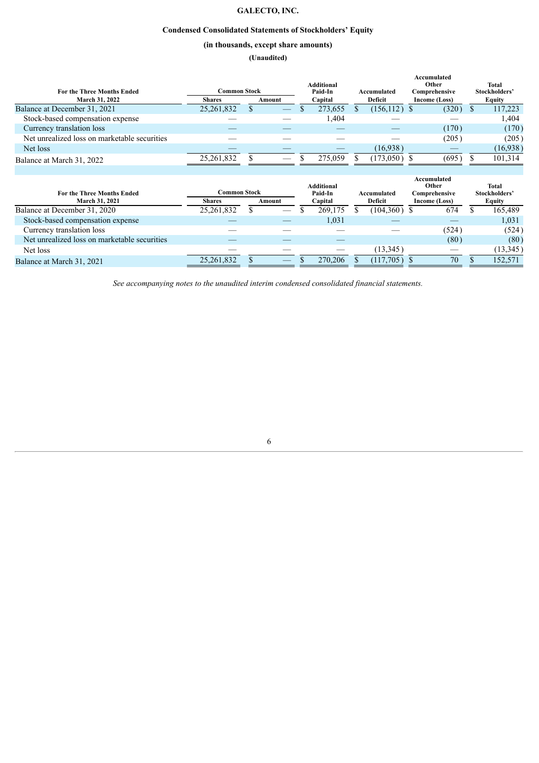**GALECTO, INC.**

**Condensed Consolidated Statements of Stockholders' Equity**

**(in thousands, except share amounts)**

**(Unaudited)**

| For the Three Months Ended March 31, 2022 | Common Stock Shares | Common Stock Amount | Additional Paid-In Capital | Accumulated Deficit | Accumulated Other Comprehensive Income (Loss) | Total Stockholders' Equity |
|---|---|---|---|---|---|---|
| Balance at December 31, 2021 | 25,261,832 | $ — | $ 273,655 | $ (156,112) | $ (320) | $ 117,223 |
| Stock-based compensation expense | — | — | 1,404 | — | — | 1,404 |
| Currency translation loss | — | — | — | — | (170) | (170) |
| Net unrealized loss on marketable securities | — | — | — | — | (205) | (205) |
| Net loss | — | — | — | (16,938) | — | (16,938) |
| Balance at March 31, 2022 | 25,261,832 | $ — | $ 275,059 | $ (173,050) | $ (695) | $ 101,314 |

| For the Three Months Ended March 31, 2021 | Common Stock Shares | Common Stock Amount | Additional Paid-In Capital | Accumulated Deficit | Accumulated Other Comprehensive Income (Loss) | Total Stockholders' Equity |
|---|---|---|---|---|---|---|
| Balance at December 31, 2020 | 25,261,832 | $ — | $ 269,175 | $ (104,360) | $ 674 | $ 165,489 |
| Stock-based compensation expense | — | — | 1,031 | — | — | 1,031 |
| Currency translation loss | — | — | — | — | (524) | (524) |
| Net unrealized loss on marketable securities | — | — | — | | (80) | (80) |
| Net loss | — | — | — | (13,345) | — | (13,345) |
| Balance at March 31, 2021 | 25,261,832 | $ — | $ 270,206 | $ (117,705) | $ 70 | $ 152,571 |

*See accompanying notes to the unaudited interim condensed consolidated financial statements.*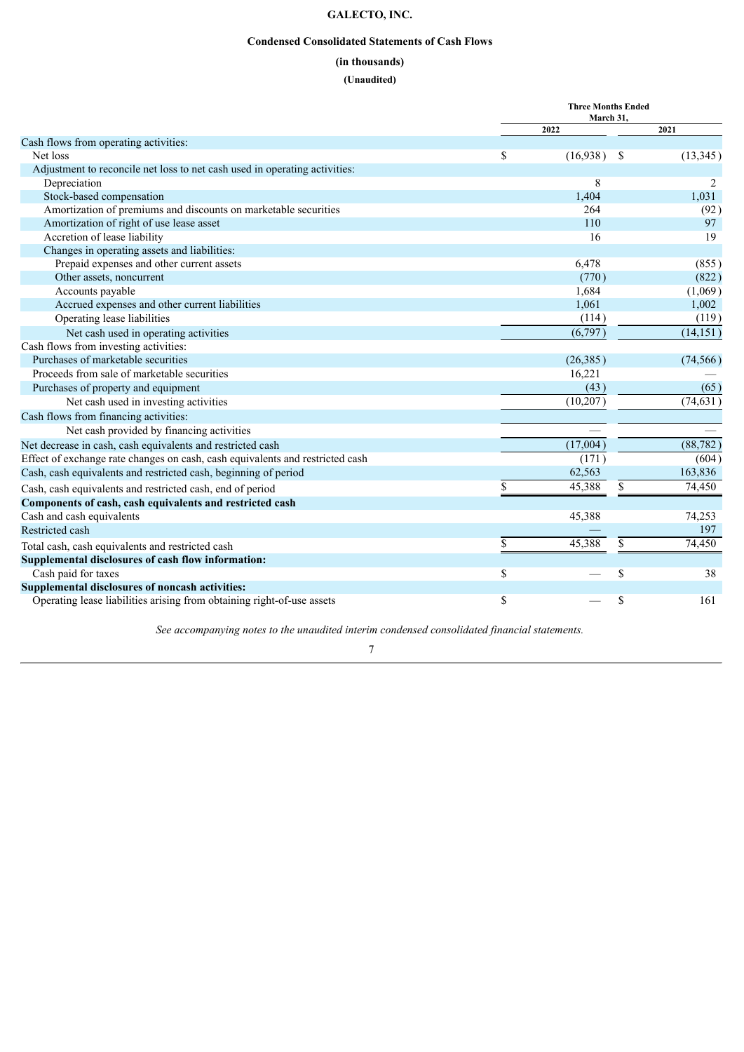# GALECTO, INC.

## Condensed Consolidated Statements of Cash Flows

**(in thousands)**

**(Unaudited)**

| | Three Months Ended March 31, | |
|---|---|---|
| | 2022 | 2021 |
| Cash flows from operating activities: | | |
| Net loss | $ (16,938) | $ (13,345) |
| Adjustment to reconcile net loss to net cash used in operating activities: | | |
| Depreciation | 8 | 2 |
| Stock-based compensation | 1,404 | 1,031 |
| Amortization of premiums and discounts on marketable securities | 264 | (92) |
| Amortization of right of use lease asset | 110 | 97 |
| Accretion of lease liability | 16 | 19 |
| Changes in operating assets and liabilities: | | |
| Prepaid expenses and other current assets | 6,478 | (855) |
| Other assets, noncurrent | (770) | (822) |
| Accounts payable | 1,684 | (1,069) |
| Accrued expenses and other current liabilities | 1,061 | 1,002 |
| Operating lease liabilities | (114) | (119) |
| Net cash used in operating activities | (6,797) | (14,151) |
| Cash flows from investing activities: | | |
| Purchases of marketable securities | (26,385) | (74,566) |
| Proceeds from sale of marketable securities | 16,221 | — |
| Purchases of property and equipment | (43) | (65) |
| Net cash used in investing activities | (10,207) | (74,631) |
| Cash flows from financing activities: | | |
| Net cash provided by financing activities | — | — |
| Net decrease in cash, cash equivalents and restricted cash | (17,004) | (88,782) |
| Effect of exchange rate changes on cash, cash equivalents and restricted cash | (171) | (604) |
| Cash, cash equivalents and restricted cash, beginning of period | 62,563 | 163,836 |
| Cash, cash equivalents and restricted cash, end of period | $ 45,388 | $ 74,450 |
| **Components of cash, cash equivalents and restricted cash** | | |
| Cash and cash equivalents | 45,388 | 74,253 |
| Restricted cash | — | 197 |
| Total cash, cash equivalents and restricted cash | $ 45,388 | $ 74,450 |
| **Supplemental disclosures of cash flow information:** | | |
| Cash paid for taxes | $ — | $ 38 |
| **Supplemental disclosures of noncash activities:** | | |
| Operating lease liabilities arising from obtaining right-of-use assets | $ — | $ 161 |

*See accompanying notes to the unaudited interim condensed consolidated financial statements.*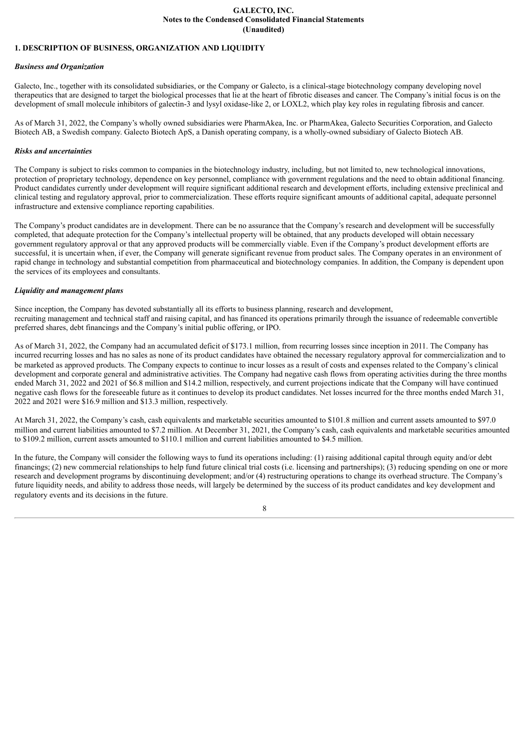**GALECTO, INC.**
**Notes to the Condensed Consolidated Financial Statements**
**(Unaudited)**

## 1. DESCRIPTION OF BUSINESS, ORGANIZATION AND LIQUIDITY

### *Business and Organization*

Galecto, Inc., together with its consolidated subsidiaries, or the Company or Galecto, is a clinical-stage biotechnology company developing novel therapeutics that are designed to target the biological processes that lie at the heart of fibrotic diseases and cancer. The Company's initial focus is on the development of small molecule inhibitors of galectin-3 and lysyl oxidase-like 2, or LOXL2, which play key roles in regulating fibrosis and cancer.

As of March 31, 2022, the Company's wholly owned subsidiaries were PharmAkea, Inc. or PharmAkea, Galecto Securities Corporation, and Galecto Biotech AB, a Swedish company. Galecto Biotech ApS, a Danish operating company, is a wholly-owned subsidiary of Galecto Biotech AB.

### *Risks and uncertainties*

The Company is subject to risks common to companies in the biotechnology industry, including, but not limited to, new technological innovations, protection of proprietary technology, dependence on key personnel, compliance with government regulations and the need to obtain additional financing. Product candidates currently under development will require significant additional research and development efforts, including extensive preclinical and clinical testing and regulatory approval, prior to commercialization. These efforts require significant amounts of additional capital, adequate personnel infrastructure and extensive compliance reporting capabilities.

The Company's product candidates are in development. There can be no assurance that the Company's research and development will be successfully completed, that adequate protection for the Company's intellectual property will be obtained, that any products developed will obtain necessary government regulatory approval or that any approved products will be commercially viable. Even if the Company's product development efforts are successful, it is uncertain when, if ever, the Company will generate significant revenue from product sales. The Company operates in an environment of rapid change in technology and substantial competition from pharmaceutical and biotechnology companies. In addition, the Company is dependent upon the services of its employees and consultants.

### *Liquidity and management plans*

Since inception, the Company has devoted substantially all its efforts to business planning, research and development, recruiting management and technical staff and raising capital, and has financed its operations primarily through the issuance of redeemable convertible preferred shares, debt financings and the Company's initial public offering, or IPO.

As of March 31, 2022, the Company had an accumulated deficit of $173.1 million, from recurring losses since inception in 2011. The Company has incurred recurring losses and has no sales as none of its product candidates have obtained the necessary regulatory approval for commercialization and to be marketed as approved products. The Company expects to continue to incur losses as a result of costs and expenses related to the Company's clinical development and corporate general and administrative activities. The Company had negative cash flows from operating activities during the three months ended March 31, 2022 and 2021 of $6.8 million and $14.2 million, respectively, and current projections indicate that the Company will have continued negative cash flows for the foreseeable future as it continues to develop its product candidates. Net losses incurred for the three months ended March 31, 2022 and 2021 were $16.9 million and $13.3 million, respectively.

At March 31, 2022, the Company's cash, cash equivalents and marketable securities amounted to $101.8 million and current assets amounted to $97.0 million and current liabilities amounted to $7.2 million. At December 31, 2021, the Company's cash, cash equivalents and marketable securities amounted to $109.2 million, current assets amounted to $110.1 million and current liabilities amounted to $4.5 million.

In the future, the Company will consider the following ways to fund its operations including: (1) raising additional capital through equity and/or debt financings; (2) new commercial relationships to help fund future clinical trial costs (i.e. licensing and partnerships); (3) reducing spending on one or more research and development programs by discontinuing development; and/or (4) restructuring operations to change its overhead structure. The Company's future liquidity needs, and ability to address those needs, will largely be determined by the success of its product candidates and key development and regulatory events and its decisions in the future.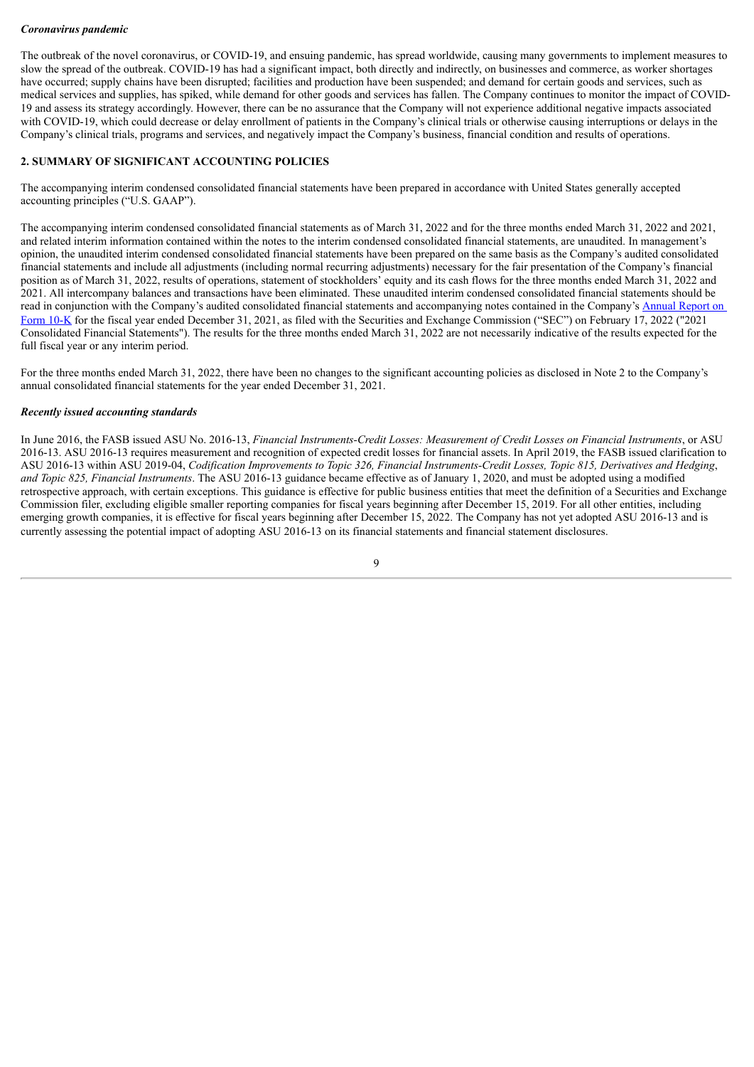***Coronavirus pandemic***

The outbreak of the novel coronavirus, or COVID-19, and ensuing pandemic, has spread worldwide, causing many governments to implement measures to slow the spread of the outbreak. COVID-19 has had a significant impact, both directly and indirectly, on businesses and commerce, as worker shortages have occurred; supply chains have been disrupted; facilities and production have been suspended; and demand for certain goods and services, such as medical services and supplies, has spiked, while demand for other goods and services has fallen. The Company continues to monitor the impact of COVID-19 and assess its strategy accordingly. However, there can be no assurance that the Company will not experience additional negative impacts associated with COVID-19, which could decrease or delay enrollment of patients in the Company's clinical trials or otherwise causing interruptions or delays in the Company's clinical trials, programs and services, and negatively impact the Company's business, financial condition and results of operations.

## 2. SUMMARY OF SIGNIFICANT ACCOUNTING POLICIES

The accompanying interim condensed consolidated financial statements have been prepared in accordance with United States generally accepted accounting principles ("U.S. GAAP").

The accompanying interim condensed consolidated financial statements as of March 31, 2022 and for the three months ended March 31, 2022 and 2021, and related interim information contained within the notes to the interim condensed consolidated financial statements, are unaudited. In management's opinion, the unaudited interim condensed consolidated financial statements have been prepared on the same basis as the Company's audited consolidated financial statements and include all adjustments (including normal recurring adjustments) necessary for the fair presentation of the Company's financial position as of March 31, 2022, results of operations, statement of stockholders' equity and its cash flows for the three months ended March 31, 2022 and 2021. All intercompany balances and transactions have been eliminated. These unaudited interim condensed consolidated financial statements should be read in conjunction with the Company's audited consolidated financial statements and accompanying notes contained in the Company's Annual Report on Form 10-K for the fiscal year ended December 31, 2021, as filed with the Securities and Exchange Commission ("SEC") on February 17, 2022 ("2021 Consolidated Financial Statements"). The results for the three months ended March 31, 2022 are not necessarily indicative of the results expected for the full fiscal year or any interim period.

For the three months ended March 31, 2022, there have been no changes to the significant accounting policies as disclosed in Note 2 to the Company's annual consolidated financial statements for the year ended December 31, 2021.

***Recently issued accounting standards***

In June 2016, the FASB issued ASU No. 2016-13, *Financial Instruments-Credit Losses: Measurement of Credit Losses on Financial Instruments*, or ASU 2016-13. ASU 2016-13 requires measurement and recognition of expected credit losses for financial assets. In April 2019, the FASB issued clarification to ASU 2016-13 within ASU 2019-04, *Codification Improvements to Topic 326, Financial Instruments-Credit Losses, Topic 815, Derivatives and Hedging, and Topic 825, Financial Instruments*. The ASU 2016-13 guidance became effective as of January 1, 2020, and must be adopted using a modified retrospective approach, with certain exceptions. This guidance is effective for public business entities that meet the definition of a Securities and Exchange Commission filer, excluding eligible smaller reporting companies for fiscal years beginning after December 15, 2019. For all other entities, including emerging growth companies, it is effective for fiscal years beginning after December 15, 2022. The Company has not yet adopted ASU 2016-13 and is currently assessing the potential impact of adopting ASU 2016-13 on its financial statements and financial statement disclosures.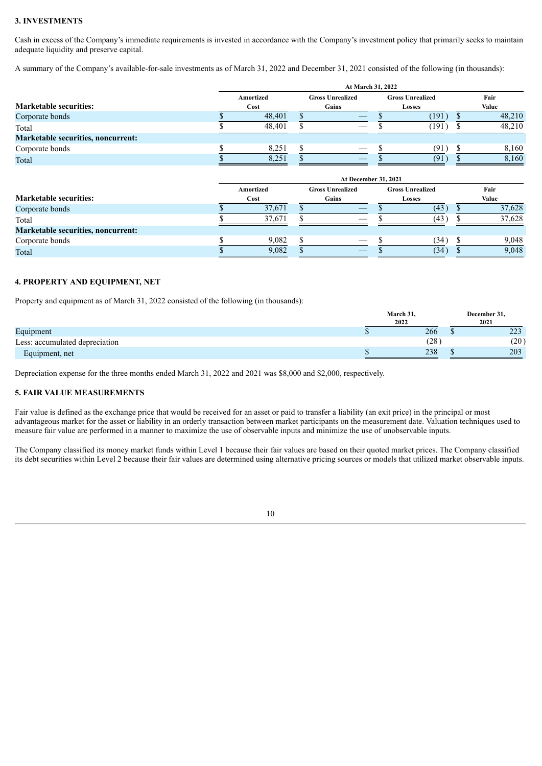### 3. INVESTMENTS

Cash in excess of the Company's immediate requirements is invested in accordance with the Company's investment policy that primarily seeks to maintain adequate liquidity and preserve capital.

A summary of the Company's available-for-sale investments as of March 31, 2022 and December 31, 2021 consisted of the following (in thousands):

| | At March 31, 2022 | | | |
|---|---|---|---|---|
| **Marketable securities:** | Amortized Cost | Gross Unrealized Gains | Gross Unrealized Losses | Fair Value |
| Corporate bonds | $ 48,401 | $ — | $ (191) | $ 48,210 |
| Total | $ 48,401 | $ — | $ (191) | $ 48,210 |
| **Marketable securities, noncurrent:** | | | | |
| Corporate bonds | $ 8,251 | $ — | $ (91) | $ 8,160 |
| Total | $ 8,251 | $ — | $ (91) | $ 8,160 |

| | At December 31, 2021 | | | |
|---|---|---|---|---|
| **Marketable securities:** | Amortized Cost | Gross Unrealized Gains | Gross Unrealized Losses | Fair Value |
| Corporate bonds | $ 37,671 | $ — | $ (43) | $ 37,628 |
| Total | $ 37,671 | $ — | $ (43) | $ 37,628 |
| **Marketable securities, noncurrent:** | | | | |
| Corporate bonds | $ 9,082 | $ — | $ (34) | $ 9,048 |
| Total | $ 9,082 | $ — | $ (34) | $ 9,048 |

### 4. PROPERTY AND EQUIPMENT, NET

Property and equipment as of March 31, 2022 consisted of the following (in thousands):

| | March 31, 2022 | December 31, 2021 |
|---|---|---|
| Equipment | $ 266 | $ 223 |
| Less: accumulated depreciation | (28) | (20) |
| Equipment, net | $ 238 | $ 203 |

Depreciation expense for the three months ended March 31, 2022 and 2021 was $8,000 and $2,000, respectively.

### 5. FAIR VALUE MEASUREMENTS

Fair value is defined as the exchange price that would be received for an asset or paid to transfer a liability (an exit price) in the principal or most advantageous market for the asset or liability in an orderly transaction between market participants on the measurement date. Valuation techniques used to measure fair value are performed in a manner to maximize the use of observable inputs and minimize the use of unobservable inputs.

The Company classified its money market funds within Level 1 because their fair values are based on their quoted market prices. The Company classified its debt securities within Level 2 because their fair values are determined using alternative pricing sources or models that utilized market observable inputs.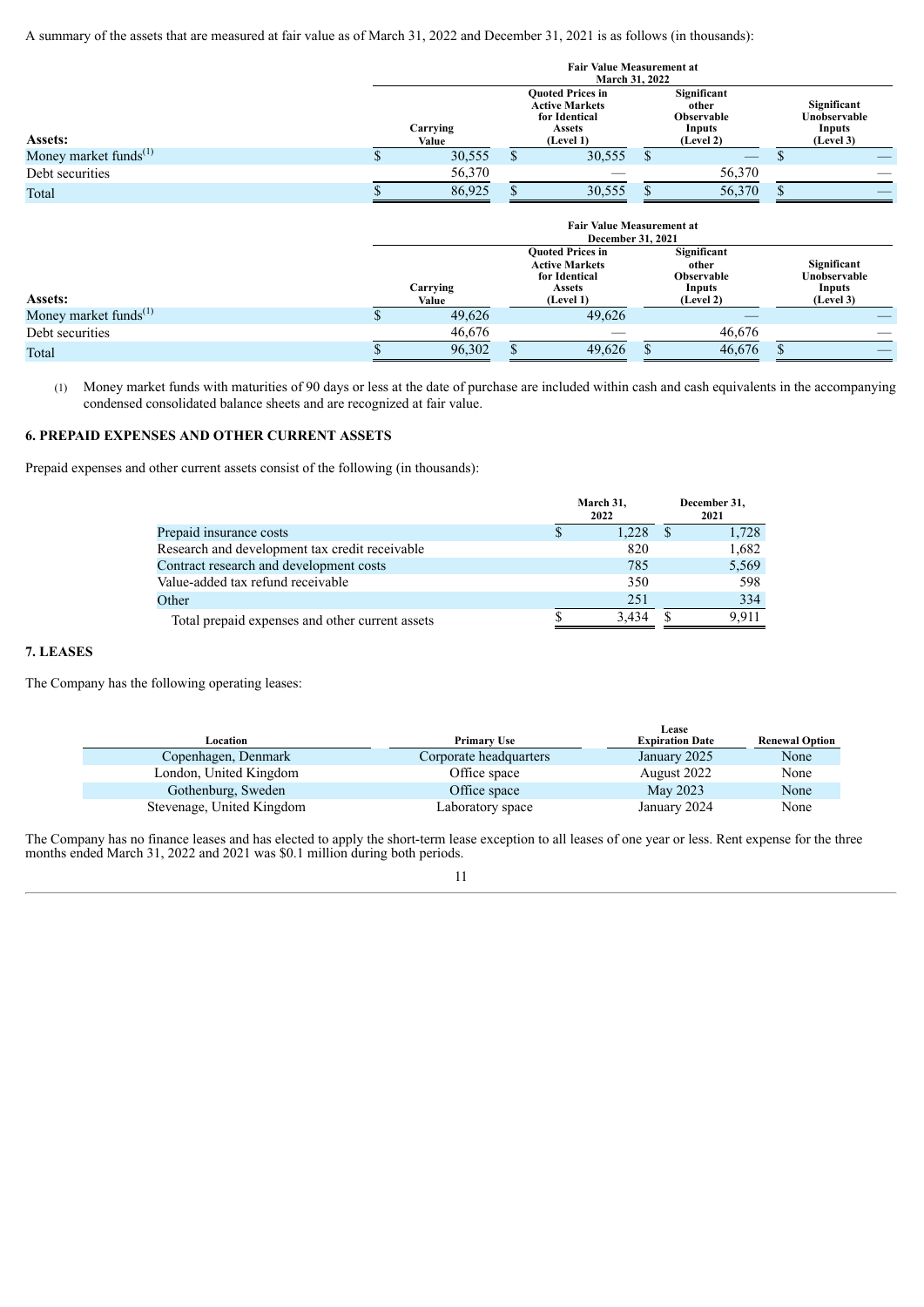A summary of the assets that are measured at fair value as of March 31, 2022 and December 31, 2021 is as follows (in thousands):

| | | Fair Value Measurement at March 31, 2022 | | |
|---|---|---|---|---|
| **Assets:** | Carrying Value | Quoted Prices in Active Markets for Identical Assets (Level 1) | Significant other Observable Inputs (Level 2) | Significant Unobservable Inputs (Level 3) |
| Money market funds[(1)] | $ 30,555 | $ 30,555 | $ — | $ — |
| Debt securities | 56,370 | — | 56,370 | — |
| Total | $ 86,925 | $ 30,555 | $ 56,370 | $ — |

| | | Fair Value Measurement at December 31, 2021 | | |
|---|---|---|---|---|
| **Assets:** | Carrying Value | Quoted Prices in Active Markets for Identical Assets (Level 1) | Significant other Observable Inputs (Level 2) | Significant Unobservable Inputs (Level 3) |
| Money market funds[(1)] | $ 49,626 | 49,626 | — | — |
| Debt securities | 46,676 | — | 46,676 | — |
| Total | $ 96,302 | $ 49,626 | $ 46,676 | $ — |

(1) Money market funds with maturities of 90 days or less at the date of purchase are included within cash and cash equivalents in the accompanying condensed consolidated balance sheets and are recognized at fair value.

## 6. PREPAID EXPENSES AND OTHER CURRENT ASSETS

Prepaid expenses and other current assets consist of the following (in thousands):

| | March 31, 2022 | December 31, 2021 |
|---|---|---|
| Prepaid insurance costs | $ 1,228 | $ 1,728 |
| Research and development tax credit receivable | 820 | 1,682 |
| Contract research and development costs | 785 | 5,569 |
| Value-added tax refund receivable | 350 | 598 |
| Other | 251 | 334 |
| Total prepaid expenses and other current assets | $ 3,434 | $ 9,911 |

## 7. LEASES

The Company has the following operating leases:

| Location | Primary Use | Lease Expiration Date | Renewal Option |
|---|---|---|---|
| Copenhagen, Denmark | Corporate headquarters | January 2025 | None |
| London, United Kingdom | Office space | August 2022 | None |
| Gothenburg, Sweden | Office space | May 2023 | None |
| Stevenage, United Kingdom | Laboratory space | January 2024 | None |

The Company has no finance leases and has elected to apply the short-term lease exception to all leases of one year or less. Rent expense for the three months ended March 31, 2022 and 2021 was $0.1 million during both periods.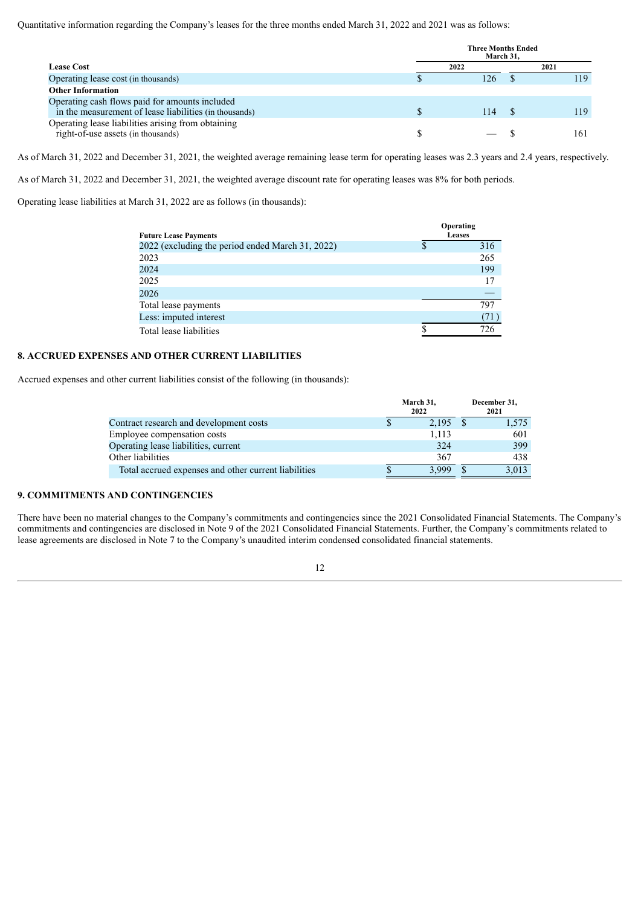Quantitative information regarding the Company's leases for the three months ended March 31, 2022 and 2021 was as follows:

| | Three Months Ended March 31, | |
|---|---|---|
| **Lease Cost** | **2022** | **2021** |
| Operating lease cost (in thousands) | $ 126 | $ 119 |
| **Other Information** | | |
| Operating cash flows paid for amounts included in the measurement of lease liabilities (in thousands) | $ 114 | $ 119 |
| Operating lease liabilities arising from obtaining right-of-use assets (in thousands) | $ — | $ 161 |

As of March 31, 2022 and December 31, 2021, the weighted average remaining lease term for operating leases was 2.3 years and 2.4 years, respectively.

As of March 31, 2022 and December 31, 2021, the weighted average discount rate for operating leases was 8% for both periods.

Operating lease liabilities at March 31, 2022 are as follows (in thousands):

| Future Lease Payments | Operating Leases |
|---|---|
| 2022 (excluding the period ended March 31, 2022) | $ 316 |
| 2023 | 265 |
| 2024 | 199 |
| 2025 | 17 |
| 2026 | — |
| Total lease payments | 797 |
| Less: imputed interest | (71) |
| Total lease liabilities | $ 726 |

## 8. ACCRUED EXPENSES AND OTHER CURRENT LIABILITIES

Accrued expenses and other current liabilities consist of the following (in thousands):

| | March 31, 2022 | December 31, 2021 |
|---|---|---|
| Contract research and development costs | $ 2,195 | $ 1,575 |
| Employee compensation costs | 1,113 | 601 |
| Operating lease liabilities, current | 324 | 399 |
| Other liabilities | 367 | 438 |
| Total accrued expenses and other current liabilities | $ 3,999 | $ 3,013 |

## 9. COMMITMENTS AND CONTINGENCIES

There have been no material changes to the Company's commitments and contingencies since the 2021 Consolidated Financial Statements. The Company's commitments and contingencies are disclosed in Note 9 of the 2021 Consolidated Financial Statements. Further, the Company's commitments related to lease agreements are disclosed in Note 7 to the Company's unaudited interim condensed consolidated financial statements.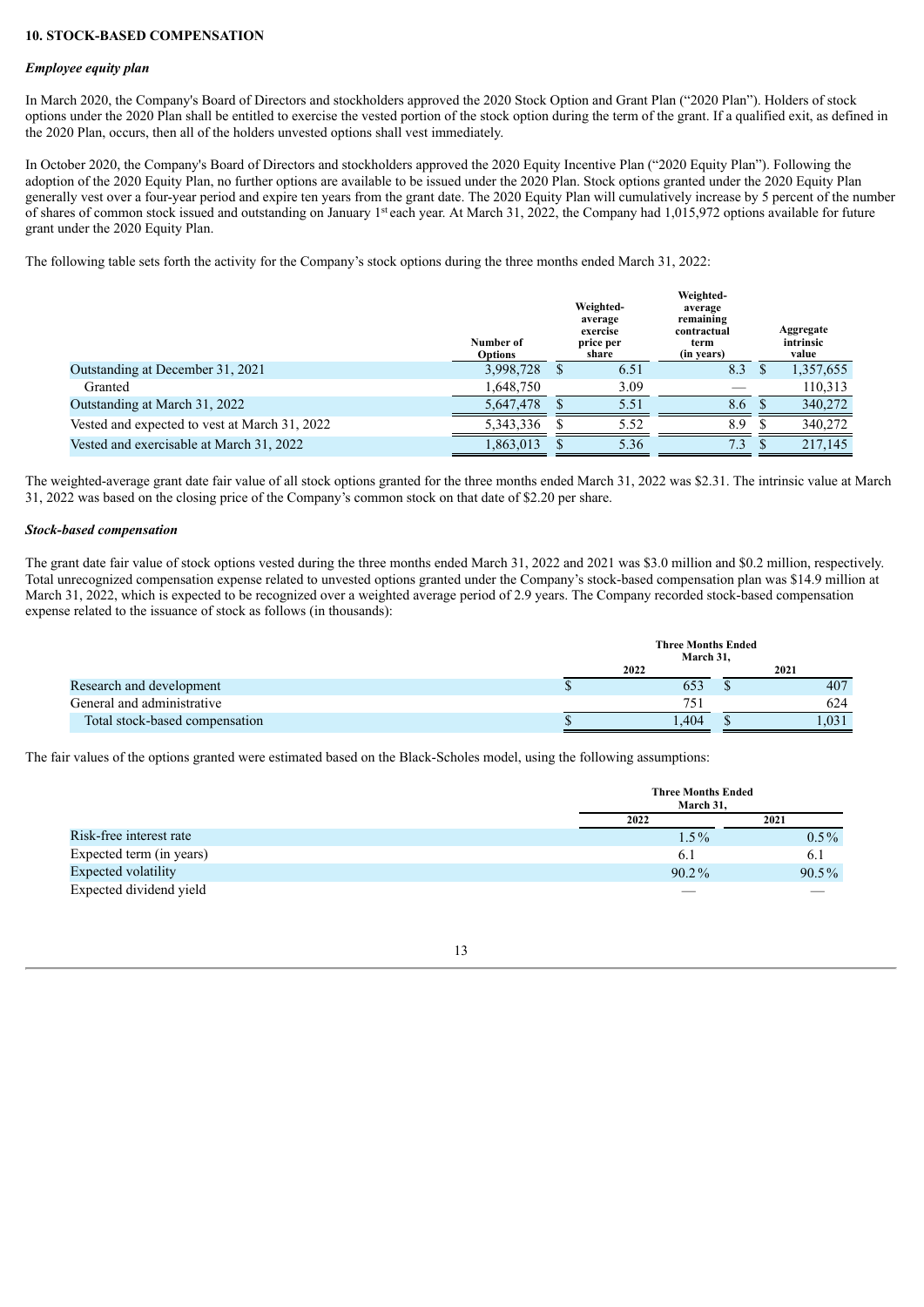## 10. STOCK-BASED COMPENSATION

### *Employee equity plan*

In March 2020, the Company's Board of Directors and stockholders approved the 2020 Stock Option and Grant Plan ("2020 Plan"). Holders of stock options under the 2020 Plan shall be entitled to exercise the vested portion of the stock option during the term of the grant. If a qualified exit, as defined in the 2020 Plan, occurs, then all of the holders unvested options shall vest immediately.

In October 2020, the Company's Board of Directors and stockholders approved the 2020 Equity Incentive Plan ("2020 Equity Plan"). Following the adoption of the 2020 Equity Plan, no further options are available to be issued under the 2020 Plan. Stock options granted under the 2020 Equity Plan generally vest over a four-year period and expire ten years from the grant date. The 2020 Equity Plan will cumulatively increase by 5 percent of the number of shares of common stock issued and outstanding on January 1st each year. At March 31, 2022, the Company had 1,015,972 options available for future grant under the 2020 Equity Plan.

The following table sets forth the activity for the Company's stock options during the three months ended March 31, 2022:

| | Number of Options | Weighted-average exercise price per share | Weighted-average remaining contractual term (in years) | Aggregate intrinsic value |
|---|---|---|---|---|
| Outstanding at December 31, 2021 | 3,998,728 | $ 6.51 | 8.3 | $ 1,357,655 |
| Granted | 1,648,750 | 3.09 | — | 110,313 |
| Outstanding at March 31, 2022 | 5,647,478 | $ 5.51 | 8.6 | $ 340,272 |
| Vested and expected to vest at March 31, 2022 | 5,343,336 | $ 5.52 | 8.9 | $ 340,272 |
| Vested and exercisable at March 31, 2022 | 1,863,013 | $ 5.36 | 7.3 | $ 217,145 |

The weighted-average grant date fair value of all stock options granted for the three months ended March 31, 2022 was $2.31. The intrinsic value at March 31, 2022 was based on the closing price of the Company's common stock on that date of $2.20 per share.

### *Stock-based compensation*

The grant date fair value of stock options vested during the three months ended March 31, 2022 and 2021 was $3.0 million and $0.2 million, respectively. Total unrecognized compensation expense related to unvested options granted under the Company's stock-based compensation plan was $14.9 million at March 31, 2022, which is expected to be recognized over a weighted average period of 2.9 years. The Company recorded stock-based compensation expense related to the issuance of stock as follows (in thousands):

| | Three Months Ended March 31, | |
|---|---|---|
| | 2022 | 2021 |
| Research and development | $ 653 | $ 407 |
| General and administrative | 751 | 624 |
| Total stock-based compensation | $ 1,404 | $ 1,031 |

The fair values of the options granted were estimated based on the Black-Scholes model, using the following assumptions:

| | Three Months Ended March 31, | |
|---|---|---|
| | 2022 | 2021 |
| Risk-free interest rate | 1.5% | 0.5% |
| Expected term (in years) | 6.1 | 6.1 |
| Expected volatility | 90.2% | 90.5% |
| Expected dividend yield | — | — |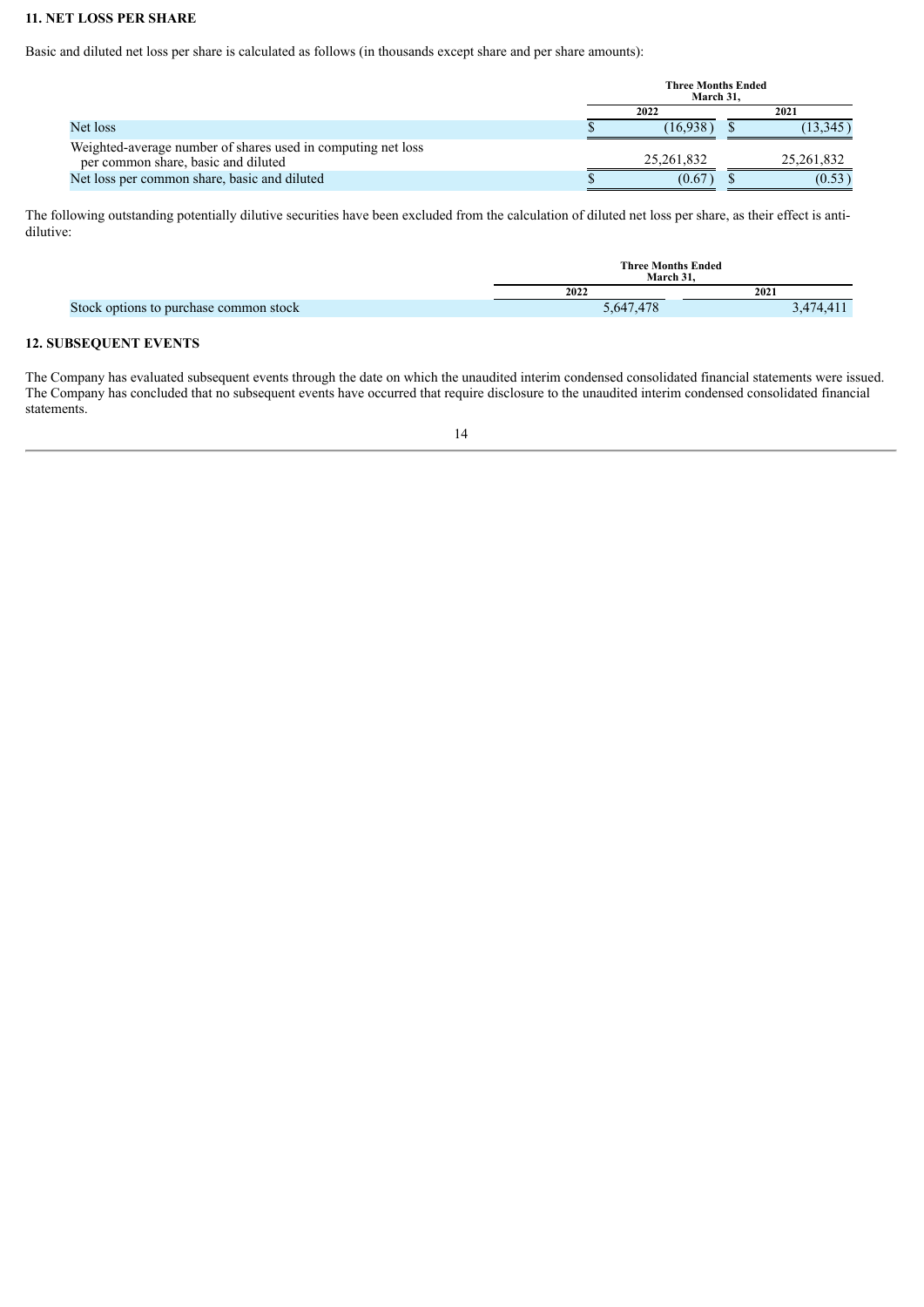## 11. NET LOSS PER SHARE

Basic and diluted net loss per share is calculated as follows (in thousands except share and per share amounts):

| | Three Months Ended March 31, | |
|---|---|---|
| | 2022 | 2021 |
| Net loss | $ (16,938) | $ (13,345) |
| Weighted-average number of shares used in computing net loss per common share, basic and diluted | 25,261,832 | 25,261,832 |
| Net loss per common share, basic and diluted | $ (0.67) | $ (0.53) |

The following outstanding potentially dilutive securities have been excluded from the calculation of diluted net loss per share, as their effect is anti-dilutive:

| | Three Months Ended March 31, | |
|---|---|---|
| | 2022 | 2021 |
| Stock options to purchase common stock | 5,647,478 | 3,474,411 |

## 12. SUBSEQUENT EVENTS

The Company has evaluated subsequent events through the date on which the unaudited interim condensed consolidated financial statements were issued. The Company has concluded that no subsequent events have occurred that require disclosure to the unaudited interim condensed consolidated financial statements.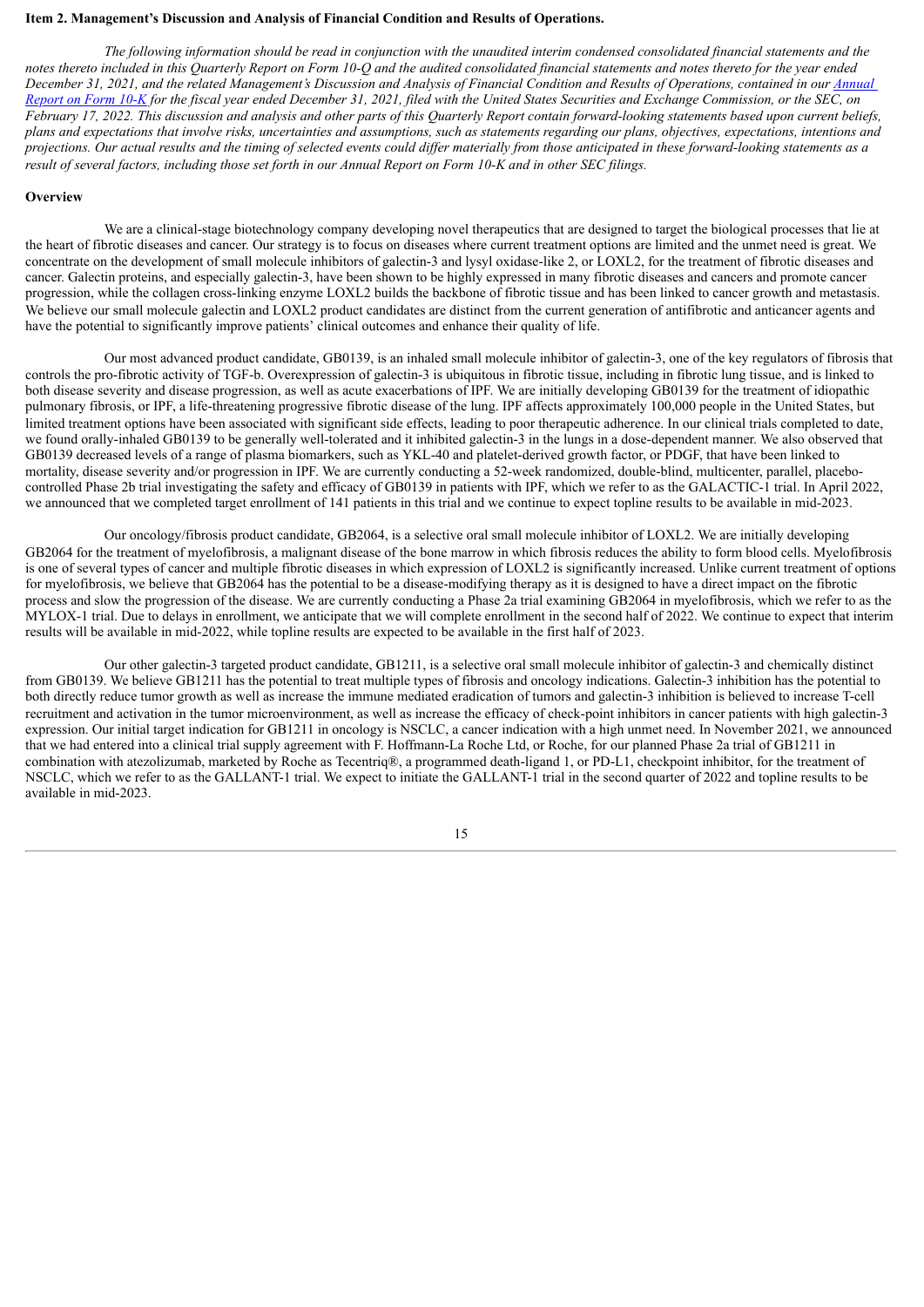**Item 2. Management's Discussion and Analysis of Financial Condition and Results of Operations.**

*The following information should be read in conjunction with the unaudited interim condensed consolidated financial statements and the notes thereto included in this Quarterly Report on Form 10-Q and the audited consolidated financial statements and notes thereto for the year ended December 31, 2021, and the related Management's Discussion and Analysis of Financial Condition and Results of Operations, contained in our Annual Report on Form 10-K for the fiscal year ended December 31, 2021, filed with the United States Securities and Exchange Commission, or the SEC, on February 17, 2022. This discussion and analysis and other parts of this Quarterly Report contain forward-looking statements based upon current beliefs, plans and expectations that involve risks, uncertainties and assumptions, such as statements regarding our plans, objectives, expectations, intentions and projections. Our actual results and the timing of selected events could differ materially from those anticipated in these forward-looking statements as a result of several factors, including those set forth in our Annual Report on Form 10-K and in other SEC filings.*

**Overview**

We are a clinical-stage biotechnology company developing novel therapeutics that are designed to target the biological processes that lie at the heart of fibrotic diseases and cancer. Our strategy is to focus on diseases where current treatment options are limited and the unmet need is great. We concentrate on the development of small molecule inhibitors of galectin-3 and lysyl oxidase-like 2, or LOXL2, for the treatment of fibrotic diseases and cancer. Galectin proteins, and especially galectin-3, have been shown to be highly expressed in many fibrotic diseases and cancers and promote cancer progression, while the collagen cross-linking enzyme LOXL2 builds the backbone of fibrotic tissue and has been linked to cancer growth and metastasis. We believe our small molecule galectin and LOXL2 product candidates are distinct from the current generation of antifibrotic and anticancer agents and have the potential to significantly improve patients' clinical outcomes and enhance their quality of life.

Our most advanced product candidate, GB0139, is an inhaled small molecule inhibitor of galectin-3, one of the key regulators of fibrosis that controls the pro-fibrotic activity of TGF-b. Overexpression of galectin-3 is ubiquitous in fibrotic tissue, including in fibrotic lung tissue, and is linked to both disease severity and disease progression, as well as acute exacerbations of IPF. We are initially developing GB0139 for the treatment of idiopathic pulmonary fibrosis, or IPF, a life-threatening progressive fibrotic disease of the lung. IPF affects approximately 100,000 people in the United States, but limited treatment options have been associated with significant side effects, leading to poor therapeutic adherence. In our clinical trials completed to date, we found orally-inhaled GB0139 to be generally well-tolerated and it inhibited galectin-3 in the lungs in a dose-dependent manner. We also observed that GB0139 decreased levels of a range of plasma biomarkers, such as YKL-40 and platelet-derived growth factor, or PDGF, that have been linked to mortality, disease severity and/or progression in IPF. We are currently conducting a 52-week randomized, double-blind, multicenter, parallel, placebo-controlled Phase 2b trial investigating the safety and efficacy of GB0139 in patients with IPF, which we refer to as the GALACTIC-1 trial. In April 2022, we announced that we completed target enrollment of 141 patients in this trial and we continue to expect topline results to be available in mid-2023.

Our oncology/fibrosis product candidate, GB2064, is a selective oral small molecule inhibitor of LOXL2. We are initially developing GB2064 for the treatment of myelofibrosis, a malignant disease of the bone marrow in which fibrosis reduces the ability to form blood cells. Myelofibrosis is one of several types of cancer and multiple fibrotic diseases in which expression of LOXL2 is significantly increased. Unlike current treatment of options for myelofibrosis, we believe that GB2064 has the potential to be a disease-modifying therapy as it is designed to have a direct impact on the fibrotic process and slow the progression of the disease. We are currently conducting a Phase 2a trial examining GB2064 in myelofibrosis, which we refer to as the MYLOX-1 trial. Due to delays in enrollment, we anticipate that we will complete enrollment in the second half of 2022. We continue to expect that interim results will be available in mid-2022, while topline results are expected to be available in the first half of 2023.

Our other galectin-3 targeted product candidate, GB1211, is a selective oral small molecule inhibitor of galectin-3 and chemically distinct from GB0139. We believe GB1211 has the potential to treat multiple types of fibrosis and oncology indications. Galectin-3 inhibition has the potential to both directly reduce tumor growth as well as increase the immune mediated eradication of tumors and galectin-3 inhibition is believed to increase T-cell recruitment and activation in the tumor microenvironment, as well as increase the efficacy of check-point inhibitors in cancer patients with high galectin-3 expression. Our initial target indication for GB1211 in oncology is NSCLC, a cancer indication with a high unmet need. In November 2021, we announced that we had entered into a clinical trial supply agreement with F. Hoffmann-La Roche Ltd, or Roche, for our planned Phase 2a trial of GB1211 in combination with atezolizumab, marketed by Roche as Tecentriq®, a programmed death-ligand 1, or PD-L1, checkpoint inhibitor, for the treatment of NSCLC, which we refer to as the GALLANT-1 trial. We expect to initiate the GALLANT-1 trial in the second quarter of 2022 and topline results to be available in mid-2023.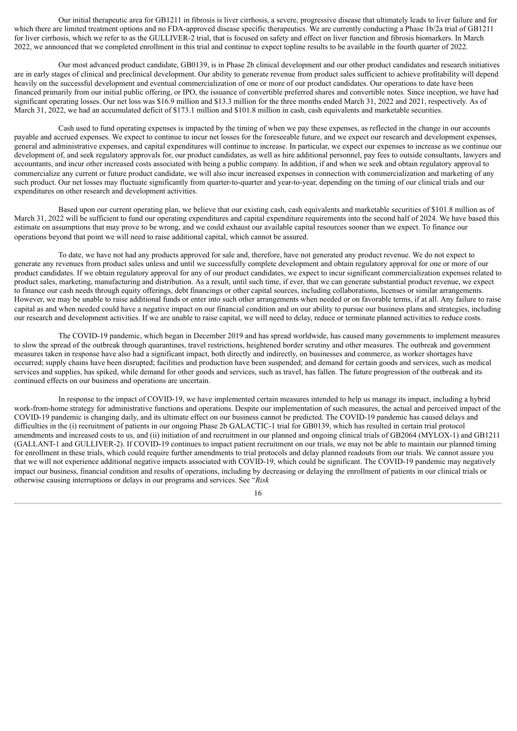Our initial therapeutic area for GB1211 in fibrosis is liver cirrhosis, a severe, progressive disease that ultimately leads to liver failure and for which there are limited treatment options and no FDA-approved disease specific therapeutics. We are currently conducting a Phase 1b/2a trial of GB1211 for liver cirrhosis, which we refer to as the GULLIVER-2 trial, that is focused on safety and effect on liver function and fibrosis biomarkers. In March 2022, we announced that we completed enrollment in this trial and continue to expect topline results to be available in the fourth quarter of 2022.

Our most advanced product candidate, GB0139, is in Phase 2b clinical development and our other product candidates and research initiatives are in early stages of clinical and preclinical development. Our ability to generate revenue from product sales sufficient to achieve profitability will depend heavily on the successful development and eventual commercialization of one or more of our product candidates. Our operations to date have been financed primarily from our initial public offering, or IPO, the issuance of convertible preferred shares and convertible notes. Since inception, we have had significant operating losses. Our net loss was $16.9 million and $13.3 million for the three months ended March 31, 2022 and 2021, respectively. As of March 31, 2022, we had an accumulated deficit of $173.1 million and $101.8 million in cash, cash equivalents and marketable securities.

Cash used to fund operating expenses is impacted by the timing of when we pay these expenses, as reflected in the change in our accounts payable and accrued expenses. We expect to continue to incur net losses for the foreseeable future, and we expect our research and development expenses, general and administrative expenses, and capital expenditures will continue to increase. In particular, we expect our expenses to increase as we continue our development of, and seek regulatory approvals for, our product candidates, as well as hire additional personnel, pay fees to outside consultants, lawyers and accountants, and incur other increased costs associated with being a public company. In addition, if and when we seek and obtain regulatory approval to commercialize any current or future product candidate, we will also incur increased expenses in connection with commercialization and marketing of any such product. Our net losses may fluctuate significantly from quarter-to-quarter and year-to-year, depending on the timing of our clinical trials and our expenditures on other research and development activities.

Based upon our current operating plan, we believe that our existing cash, cash equivalents and marketable securities of $101.8 million as of March 31, 2022 will be sufficient to fund our operating expenditures and capital expenditure requirements into the second half of 2024. We have based this estimate on assumptions that may prove to be wrong, and we could exhaust our available capital resources sooner than we expect. To finance our operations beyond that point we will need to raise additional capital, which cannot be assured.

To date, we have not had any products approved for sale and, therefore, have not generated any product revenue. We do not expect to generate any revenues from product sales unless and until we successfully complete development and obtain regulatory approval for one or more of our product candidates. If we obtain regulatory approval for any of our product candidates, we expect to incur significant commercialization expenses related to product sales, marketing, manufacturing and distribution. As a result, until such time, if ever, that we can generate substantial product revenue, we expect to finance our cash needs through equity offerings, debt financings or other capital sources, including collaborations, licenses or similar arrangements. However, we may be unable to raise additional funds or enter into such other arrangements when needed or on favorable terms, if at all. Any failure to raise capital as and when needed could have a negative impact on our financial condition and on our ability to pursue our business plans and strategies, including our research and development activities. If we are unable to raise capital, we will need to delay, reduce or terminate planned activities to reduce costs.

The COVID-19 pandemic, which began in December 2019 and has spread worldwide, has caused many governments to implement measures to slow the spread of the outbreak through quarantines, travel restrictions, heightened border scrutiny and other measures. The outbreak and government measures taken in response have also had a significant impact, both directly and indirectly, on businesses and commerce, as worker shortages have occurred; supply chains have been disrupted; facilities and production have been suspended; and demand for certain goods and services, such as medical services and supplies, has spiked, while demand for other goods and services, such as travel, has fallen. The future progression of the outbreak and its continued effects on our business and operations are uncertain.

In response to the impact of COVID-19, we have implemented certain measures intended to help us manage its impact, including a hybrid work-from-home strategy for administrative functions and operations. Despite our implementation of such measures, the actual and perceived impact of the COVID-19 pandemic is changing daily, and its ultimate effect on our business cannot be predicted. The COVID-19 pandemic has caused delays and difficulties in the (i) recruitment of patients in our ongoing Phase 2b GALACTIC-1 trial for GB0139, which has resulted in certain trial protocol amendments and increased costs to us, and (ii) initiation of and recruitment in our planned and ongoing clinical trials of GB2064 (MYLOX-1) and GB1211 (GALLANT-1 and GULLIVER-2). If COVID-19 continues to impact patient recruitment on our trials, we may not be able to maintain our planned timing for enrollment in these trials, which could require further amendments to trial protocols and delay planned readouts from our trials. We cannot assure you that we will not experience additional negative impacts associated with COVID-19, which could be significant. The COVID-19 pandemic may negatively impact our business, financial condition and results of operations, including by decreasing or delaying the enrollment of patients in our clinical trials or otherwise causing interruptions or delays in our programs and services. See "*Risk*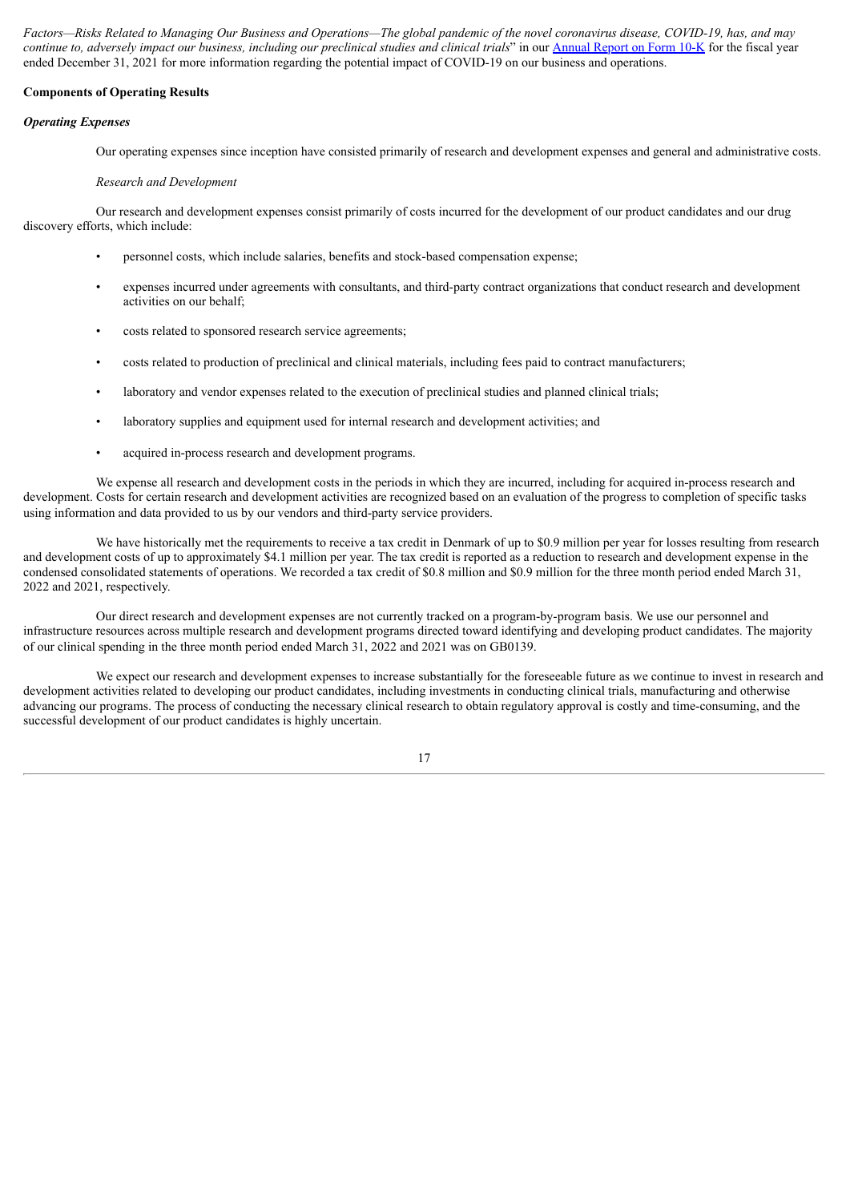*Factors—Risks Related to Managing Our Business and Operations—The global pandemic of the novel coronavirus disease, COVID-19, has, and may continue to, adversely impact our business, including our preclinical studies and clinical trials*" in our Annual Report on Form 10-K for the fiscal year ended December 31, 2021 for more information regarding the potential impact of COVID-19 on our business and operations.

**Components of Operating Results**

***Operating Expenses***

Our operating expenses since inception have consisted primarily of research and development expenses and general and administrative costs.

*Research and Development*

Our research and development expenses consist primarily of costs incurred for the development of our product candidates and our drug discovery efforts, which include:

- personnel costs, which include salaries, benefits and stock-based compensation expense;
- expenses incurred under agreements with consultants, and third-party contract organizations that conduct research and development activities on our behalf;
- costs related to sponsored research service agreements;
- costs related to production of preclinical and clinical materials, including fees paid to contract manufacturers;
- laboratory and vendor expenses related to the execution of preclinical studies and planned clinical trials;
- laboratory supplies and equipment used for internal research and development activities; and
- acquired in-process research and development programs.

We expense all research and development costs in the periods in which they are incurred, including for acquired in-process research and development. Costs for certain research and development activities are recognized based on an evaluation of the progress to completion of specific tasks using information and data provided to us by our vendors and third-party service providers.

We have historically met the requirements to receive a tax credit in Denmark of up to $0.9 million per year for losses resulting from research and development costs of up to approximately $4.1 million per year. The tax credit is reported as a reduction to research and development expense in the condensed consolidated statements of operations. We recorded a tax credit of $0.8 million and $0.9 million for the three month period ended March 31, 2022 and 2021, respectively.

Our direct research and development expenses are not currently tracked on a program-by-program basis. We use our personnel and infrastructure resources across multiple research and development programs directed toward identifying and developing product candidates. The majority of our clinical spending in the three month period ended March 31, 2022 and 2021 was on GB0139.

We expect our research and development expenses to increase substantially for the foreseeable future as we continue to invest in research and development activities related to developing our product candidates, including investments in conducting clinical trials, manufacturing and otherwise advancing our programs. The process of conducting the necessary clinical research to obtain regulatory approval is costly and time-consuming, and the successful development of our product candidates is highly uncertain.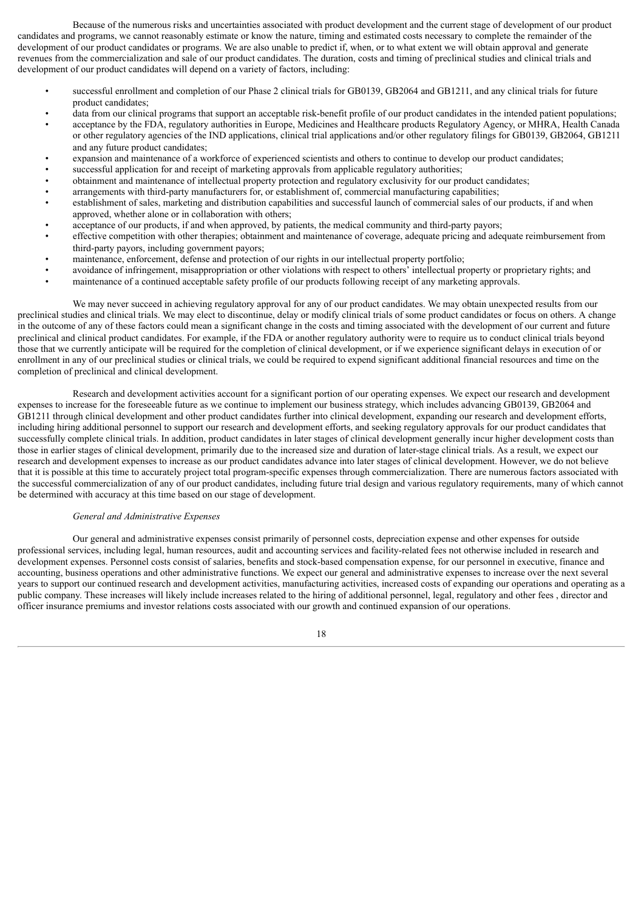Because of the numerous risks and uncertainties associated with product development and the current stage of development of our product candidates and programs, we cannot reasonably estimate or know the nature, timing and estimated costs necessary to complete the remainder of the development of our product candidates or programs. We are also unable to predict if, when, or to what extent we will obtain approval and generate revenues from the commercialization and sale of our product candidates. The duration, costs and timing of preclinical studies and clinical trials and development of our product candidates will depend on a variety of factors, including:

- successful enrollment and completion of our Phase 2 clinical trials for GB0139, GB2064 and GB1211, and any clinical trials for future product candidates;
- data from our clinical programs that support an acceptable risk-benefit profile of our product candidates in the intended patient populations;
- acceptance by the FDA, regulatory authorities in Europe, Medicines and Healthcare products Regulatory Agency, or MHRA, Health Canada or other regulatory agencies of the IND applications, clinical trial applications and/or other regulatory filings for GB0139, GB2064, GB1211 and any future product candidates;
- expansion and maintenance of a workforce of experienced scientists and others to continue to develop our product candidates;
- successful application for and receipt of marketing approvals from applicable regulatory authorities;
- obtainment and maintenance of intellectual property protection and regulatory exclusivity for our product candidates;
- arrangements with third-party manufacturers for, or establishment of, commercial manufacturing capabilities;
- establishment of sales, marketing and distribution capabilities and successful launch of commercial sales of our products, if and when approved, whether alone or in collaboration with others;
- acceptance of our products, if and when approved, by patients, the medical community and third-party payors;
- effective competition with other therapies; obtainment and maintenance of coverage, adequate pricing and adequate reimbursement from third-party payors, including government payors;
- maintenance, enforcement, defense and protection of our rights in our intellectual property portfolio;
- avoidance of infringement, misappropriation or other violations with respect to others' intellectual property or proprietary rights; and
- maintenance of a continued acceptable safety profile of our products following receipt of any marketing approvals.

We may never succeed in achieving regulatory approval for any of our product candidates. We may obtain unexpected results from our preclinical studies and clinical trials. We may elect to discontinue, delay or modify clinical trials of some product candidates or focus on others. A change in the outcome of any of these factors could mean a significant change in the costs and timing associated with the development of our current and future preclinical and clinical product candidates. For example, if the FDA or another regulatory authority were to require us to conduct clinical trials beyond those that we currently anticipate will be required for the completion of clinical development, or if we experience significant delays in execution of or enrollment in any of our preclinical studies or clinical trials, we could be required to expend significant additional financial resources and time on the completion of preclinical and clinical development.

Research and development activities account for a significant portion of our operating expenses. We expect our research and development expenses to increase for the foreseeable future as we continue to implement our business strategy, which includes advancing GB0139, GB2064 and GB1211 through clinical development and other product candidates further into clinical development, expanding our research and development efforts, including hiring additional personnel to support our research and development efforts, and seeking regulatory approvals for our product candidates that successfully complete clinical trials. In addition, product candidates in later stages of clinical development generally incur higher development costs than those in earlier stages of clinical development, primarily due to the increased size and duration of later-stage clinical trials. As a result, we expect our research and development expenses to increase as our product candidates advance into later stages of clinical development. However, we do not believe that it is possible at this time to accurately project total program-specific expenses through commercialization. There are numerous factors associated with the successful commercialization of any of our product candidates, including future trial design and various regulatory requirements, many of which cannot be determined with accuracy at this time based on our stage of development.

*General and Administrative Expenses*

Our general and administrative expenses consist primarily of personnel costs, depreciation expense and other expenses for outside professional services, including legal, human resources, audit and accounting services and facility-related fees not otherwise included in research and development expenses. Personnel costs consist of salaries, benefits and stock-based compensation expense, for our personnel in executive, finance and accounting, business operations and other administrative functions. We expect our general and administrative expenses to increase over the next several years to support our continued research and development activities, manufacturing activities, increased costs of expanding our operations and operating as a public company. These increases will likely include increases related to the hiring of additional personnel, legal, regulatory and other fees , director and officer insurance premiums and investor relations costs associated with our growth and continued expansion of our operations.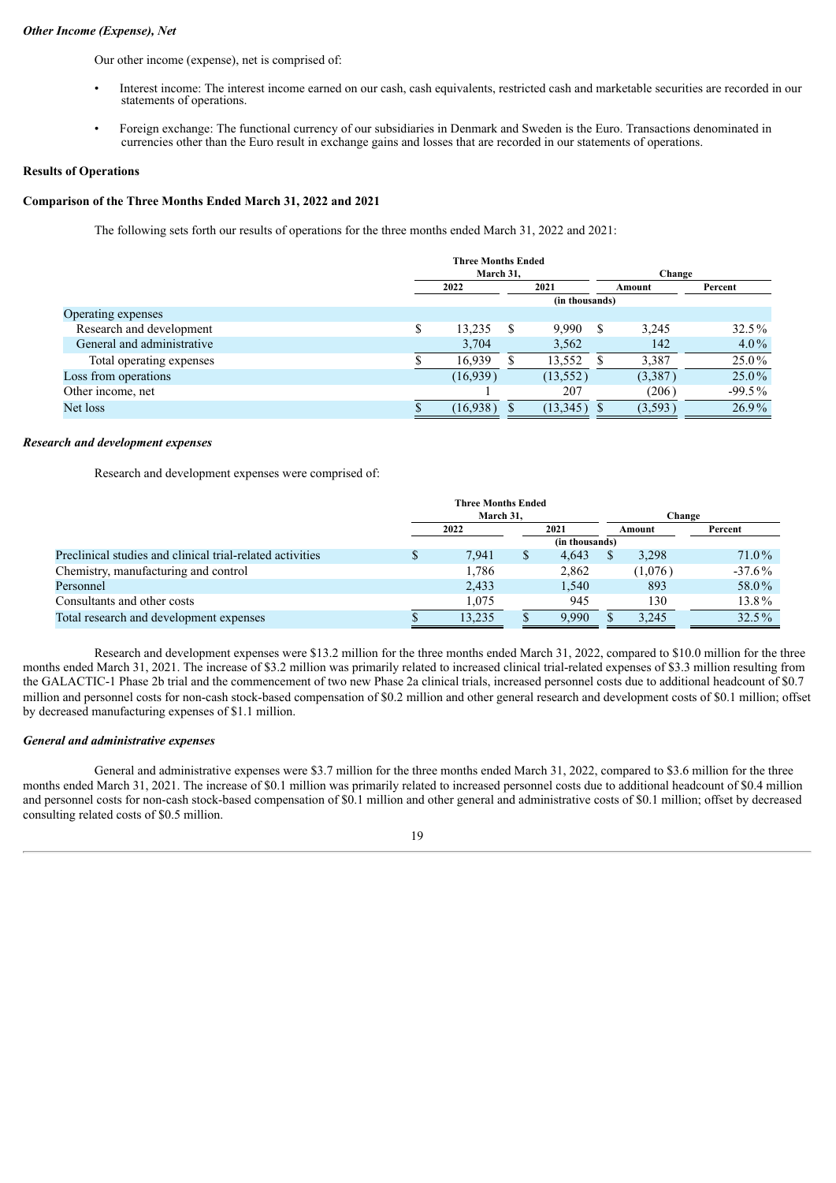***Other Income (Expense), Net***

Our other income (expense), net is comprised of:

- Interest income: The interest income earned on our cash, cash equivalents, restricted cash and marketable securities are recorded in our statements of operations.
- Foreign exchange: The functional currency of our subsidiaries in Denmark and Sweden is the Euro. Transactions denominated in currencies other than the Euro result in exchange gains and losses that are recorded in our statements of operations.

**Results of Operations**

**Comparison of the Three Months Ended March 31, 2022 and 2021**

The following sets forth our results of operations for the three months ended March 31, 2022 and 2021:

| | Three Months Ended March 31, | | Change | |
|---|---|---|---|---|
| | 2022 | 2021 | Amount | Percent |
| | (in thousands) | | | |
| Operating expenses | | | | |
| Research and development | $ 13,235 | $ 9,990 | $ 3,245 | 32.5% |
| General and administrative | 3,704 | 3,562 | 142 | 4.0% |
| Total operating expenses | $ 16,939 | $ 13,552 | $ 3,387 | 25.0% |
| Loss from operations | (16,939) | (13,552) | (3,387) | 25.0% |
| Other income, net | 1 | 207 | (206) | -99.5% |
| Net loss | $ (16,938) | $ (13,345) | $ (3,593) | 26.9% |

***Research and development expenses***

Research and development expenses were comprised of:

| | Three Months Ended March 31, | | Change | |
|---|---|---|---|---|
| | 2022 | 2021 | Amount | Percent |
| | (in thousands) | | | |
| Preclinical studies and clinical trial-related activities | $ 7,941 | $ 4,643 | $ 3,298 | 71.0% |
| Chemistry, manufacturing and control | 1,786 | 2,862 | (1,076) | -37.6% |
| Personnel | 2,433 | 1,540 | 893 | 58.0% |
| Consultants and other costs | 1,075 | 945 | 130 | 13.8% |
| Total research and development expenses | $ 13,235 | $ 9,990 | $ 3,245 | 32.5% |

Research and development expenses were $13.2 million for the three months ended March 31, 2022, compared to $10.0 million for the three months ended March 31, 2021. The increase of $3.2 million was primarily related to increased clinical trial-related expenses of $3.3 million resulting from the GALACTIC-1 Phase 2b trial and the commencement of two new Phase 2a clinical trials, increased personnel costs due to additional headcount of $0.7 million and personnel costs for non-cash stock-based compensation of $0.2 million and other general research and development costs of $0.1 million; offset by decreased manufacturing expenses of $1.1 million.

***General and administrative expenses***

General and administrative expenses were $3.7 million for the three months ended March 31, 2022, compared to $3.6 million for the three months ended March 31, 2021. The increase of $0.1 million was primarily related to increased personnel costs due to additional headcount of $0.4 million and personnel costs for non-cash stock-based compensation of $0.1 million and other general and administrative costs of $0.1 million; offset by decreased consulting related costs of $0.5 million.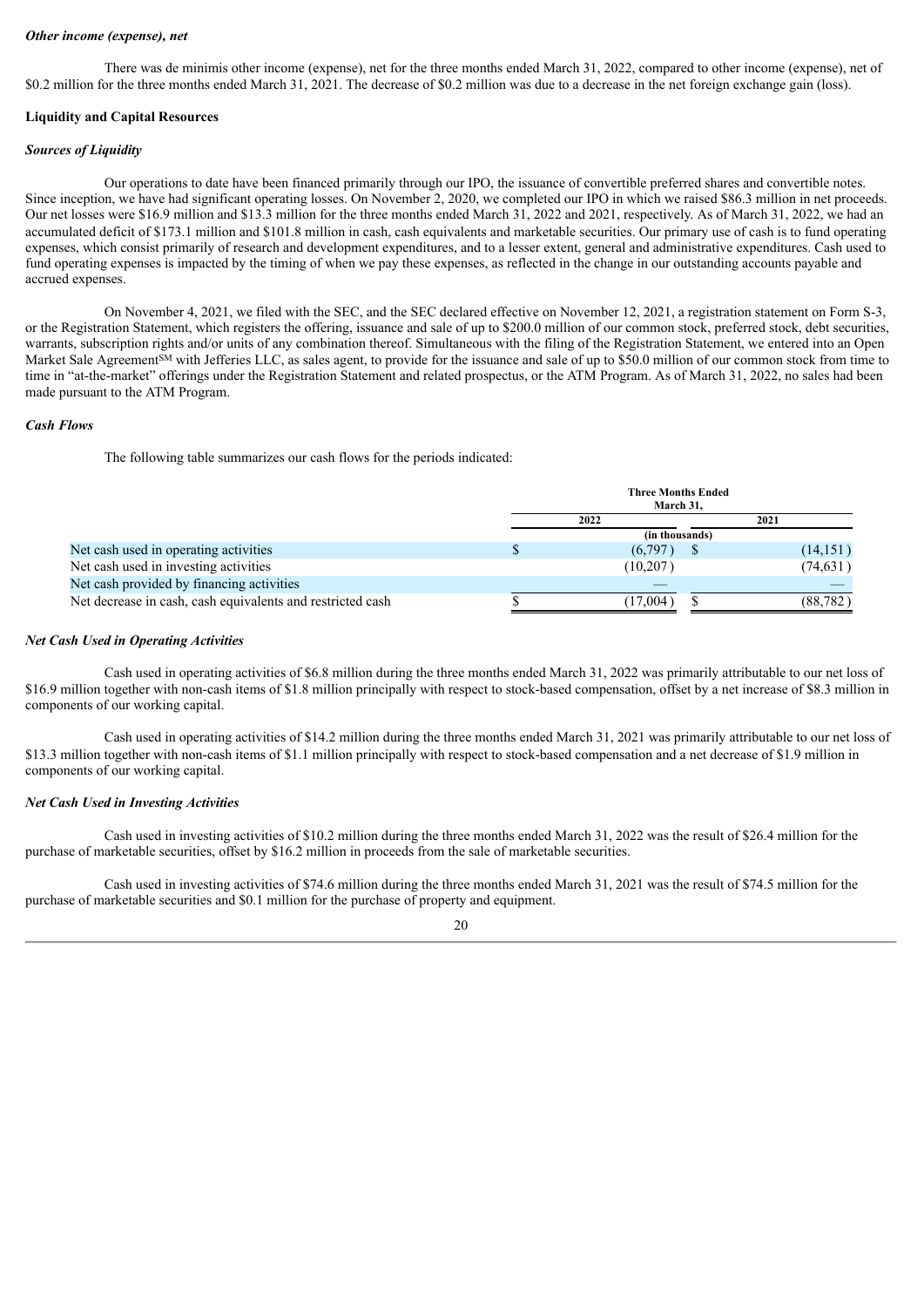***Other income (expense), net***

There was de minimis other income (expense), net for the three months ended March 31, 2022, compared to other income (expense), net of $0.2 million for the three months ended March 31, 2021. The decrease of $0.2 million was due to a decrease in the net foreign exchange gain (loss).

**Liquidity and Capital Resources**

***Sources of Liquidity***

Our operations to date have been financed primarily through our IPO, the issuance of convertible preferred shares and convertible notes. Since inception, we have had significant operating losses. On November 2, 2020, we completed our IPO in which we raised $86.3 million in net proceeds. Our net losses were $16.9 million and $13.3 million for the three months ended March 31, 2022 and 2021, respectively. As of March 31, 2022, we had an accumulated deficit of $173.1 million and $101.8 million in cash, cash equivalents and marketable securities. Our primary use of cash is to fund operating expenses, which consist primarily of research and development expenditures, and to a lesser extent, general and administrative expenditures. Cash used to fund operating expenses is impacted by the timing of when we pay these expenses, as reflected in the change in our outstanding accounts payable and accrued expenses.

On November 4, 2021, we filed with the SEC, and the SEC declared effective on November 12, 2021, a registration statement on Form S-3, or the Registration Statement, which registers the offering, issuance and sale of up to $200.0 million of our common stock, preferred stock, debt securities, warrants, subscription rights and/or units of any combination thereof. Simultaneous with the filing of the Registration Statement, we entered into an Open Market Sale Agreement[SM] with Jefferies LLC, as sales agent, to provide for the issuance and sale of up to $50.0 million of our common stock from time to time in "at-the-market" offerings under the Registration Statement and related prospectus, or the ATM Program. As of March 31, 2022, no sales had been made pursuant to the ATM Program.

***Cash Flows***

The following table summarizes our cash flows for the periods indicated:

| | Three Months Ended March 31, | |
|---|---|---|
| | 2022 | 2021 |
| | (in thousands) | |
| Net cash used in operating activities | $ (6,797) | $ (14,151) |
| Net cash used in investing activities | (10,207) | (74,631) |
| Net cash provided by financing activities | — | — |
| Net decrease in cash, cash equivalents and restricted cash | $ (17,004) | $ (88,782) |

***Net Cash Used in Operating Activities***

Cash used in operating activities of $6.8 million during the three months ended March 31, 2022 was primarily attributable to our net loss of $16.9 million together with non-cash items of $1.8 million principally with respect to stock-based compensation, offset by a net increase of $8.3 million in components of our working capital.

Cash used in operating activities of $14.2 million during the three months ended March 31, 2021 was primarily attributable to our net loss of $13.3 million together with non-cash items of $1.1 million principally with respect to stock-based compensation and a net decrease of $1.9 million in components of our working capital.

***Net Cash Used in Investing Activities***

Cash used in investing activities of $10.2 million during the three months ended March 31, 2022 was the result of $26.4 million for the purchase of marketable securities, offset by $16.2 million in proceeds from the sale of marketable securities.

Cash used in investing activities of $74.6 million during the three months ended March 31, 2021 was the result of $74.5 million for the purchase of marketable securities and $0.1 million for the purchase of property and equipment.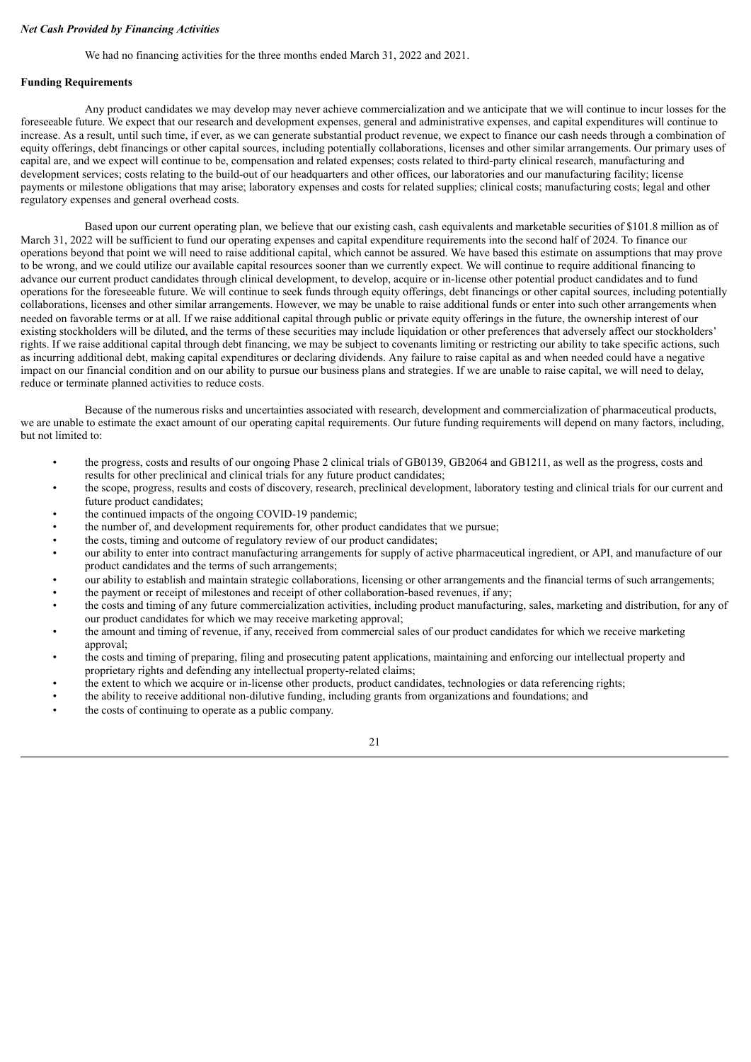*Net Cash Provided by Financing Activities*

We had no financing activities for the three months ended March 31, 2022 and 2021.

**Funding Requirements**

Any product candidates we may develop may never achieve commercialization and we anticipate that we will continue to incur losses for the foreseeable future. We expect that our research and development expenses, general and administrative expenses, and capital expenditures will continue to increase. As a result, until such time, if ever, as we can generate substantial product revenue, we expect to finance our cash needs through a combination of equity offerings, debt financings or other capital sources, including potentially collaborations, licenses and other similar arrangements. Our primary uses of capital are, and we expect will continue to be, compensation and related expenses; costs related to third-party clinical research, manufacturing and development services; costs relating to the build-out of our headquarters and other offices, our laboratories and our manufacturing facility; license payments or milestone obligations that may arise; laboratory expenses and costs for related supplies; clinical costs; manufacturing costs; legal and other regulatory expenses and general overhead costs.

Based upon our current operating plan, we believe that our existing cash, cash equivalents and marketable securities of $101.8 million as of March 31, 2022 will be sufficient to fund our operating expenses and capital expenditure requirements into the second half of 2024. To finance our operations beyond that point we will need to raise additional capital, which cannot be assured. We have based this estimate on assumptions that may prove to be wrong, and we could utilize our available capital resources sooner than we currently expect. We will continue to require additional financing to advance our current product candidates through clinical development, to develop, acquire or in-license other potential product candidates and to fund operations for the foreseeable future. We will continue to seek funds through equity offerings, debt financings or other capital sources, including potentially collaborations, licenses and other similar arrangements. However, we may be unable to raise additional funds or enter into such other arrangements when needed on favorable terms or at all. If we raise additional capital through public or private equity offerings in the future, the ownership interest of our existing stockholders will be diluted, and the terms of these securities may include liquidation or other preferences that adversely affect our stockholders' rights. If we raise additional capital through debt financing, we may be subject to covenants limiting or restricting our ability to take specific actions, such as incurring additional debt, making capital expenditures or declaring dividends. Any failure to raise capital as and when needed could have a negative impact on our financial condition and on our ability to pursue our business plans and strategies. If we are unable to raise capital, we will need to delay, reduce or terminate planned activities to reduce costs.

Because of the numerous risks and uncertainties associated with research, development and commercialization of pharmaceutical products, we are unable to estimate the exact amount of our operating capital requirements. Our future funding requirements will depend on many factors, including, but not limited to:

- the progress, costs and results of our ongoing Phase 2 clinical trials of GB0139, GB2064 and GB1211, as well as the progress, costs and results for other preclinical and clinical trials for any future product candidates;
- the scope, progress, results and costs of discovery, research, preclinical development, laboratory testing and clinical trials for our current and future product candidates;
- the continued impacts of the ongoing COVID-19 pandemic;
- the number of, and development requirements for, other product candidates that we pursue;
- the costs, timing and outcome of regulatory review of our product candidates;
- our ability to enter into contract manufacturing arrangements for supply of active pharmaceutical ingredient, or API, and manufacture of our product candidates and the terms of such arrangements;
- our ability to establish and maintain strategic collaborations, licensing or other arrangements and the financial terms of such arrangements;
- the payment or receipt of milestones and receipt of other collaboration-based revenues, if any;
- the costs and timing of any future commercialization activities, including product manufacturing, sales, marketing and distribution, for any of our product candidates for which we may receive marketing approval;
- the amount and timing of revenue, if any, received from commercial sales of our product candidates for which we receive marketing approval;
- the costs and timing of preparing, filing and prosecuting patent applications, maintaining and enforcing our intellectual property and proprietary rights and defending any intellectual property-related claims;
- the extent to which we acquire or in-license other products, product candidates, technologies or data referencing rights;
- the ability to receive additional non-dilutive funding, including grants from organizations and foundations; and
- the costs of continuing to operate as a public company.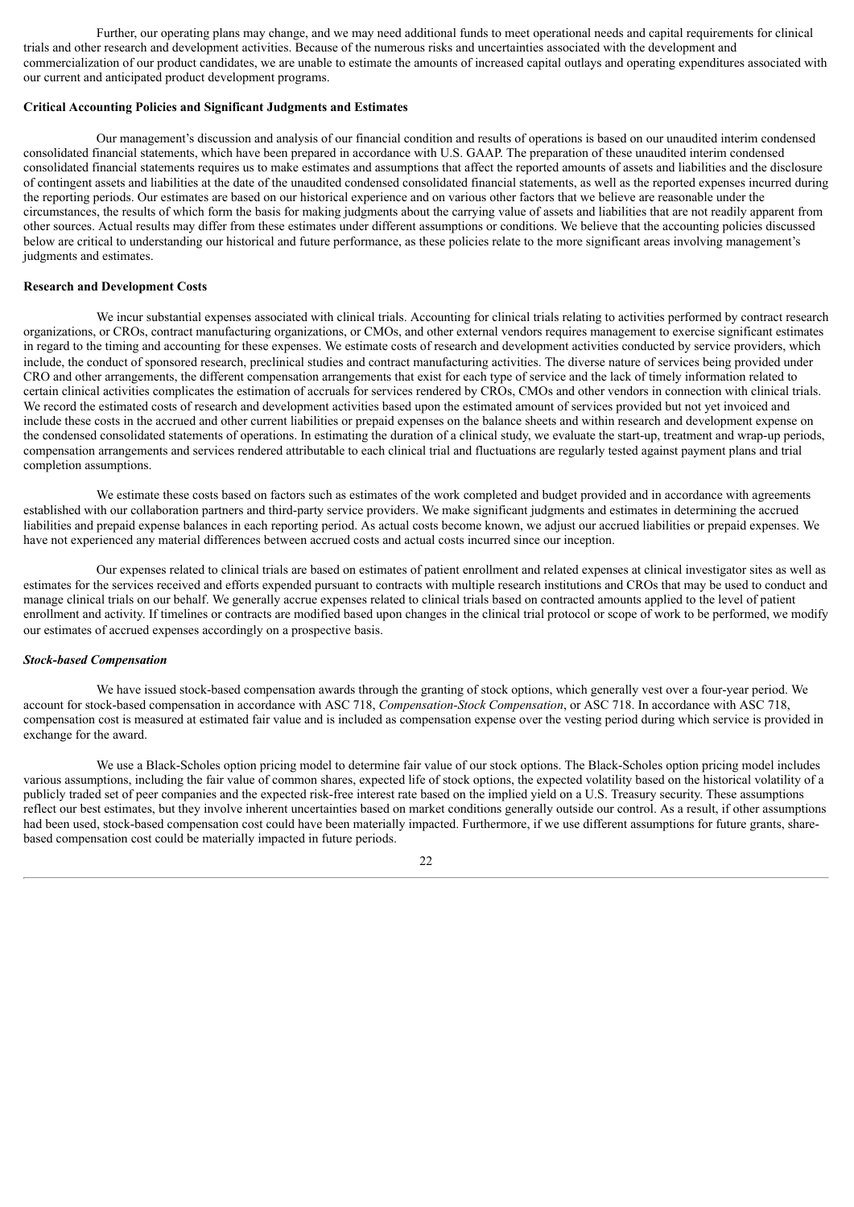Further, our operating plans may change, and we may need additional funds to meet operational needs and capital requirements for clinical trials and other research and development activities. Because of the numerous risks and uncertainties associated with the development and commercialization of our product candidates, we are unable to estimate the amounts of increased capital outlays and operating expenditures associated with our current and anticipated product development programs.

**Critical Accounting Policies and Significant Judgments and Estimates**

Our management's discussion and analysis of our financial condition and results of operations is based on our unaudited interim condensed consolidated financial statements, which have been prepared in accordance with U.S. GAAP. The preparation of these unaudited interim condensed consolidated financial statements requires us to make estimates and assumptions that affect the reported amounts of assets and liabilities and the disclosure of contingent assets and liabilities at the date of the unaudited condensed consolidated financial statements, as well as the reported expenses incurred during the reporting periods. Our estimates are based on our historical experience and on various other factors that we believe are reasonable under the circumstances, the results of which form the basis for making judgments about the carrying value of assets and liabilities that are not readily apparent from other sources. Actual results may differ from these estimates under different assumptions or conditions. We believe that the accounting policies discussed below are critical to understanding our historical and future performance, as these policies relate to the more significant areas involving management's judgments and estimates.

**Research and Development Costs**

We incur substantial expenses associated with clinical trials. Accounting for clinical trials relating to activities performed by contract research organizations, or CROs, contract manufacturing organizations, or CMOs, and other external vendors requires management to exercise significant estimates in regard to the timing and accounting for these expenses. We estimate costs of research and development activities conducted by service providers, which include, the conduct of sponsored research, preclinical studies and contract manufacturing activities. The diverse nature of services being provided under CRO and other arrangements, the different compensation arrangements that exist for each type of service and the lack of timely information related to certain clinical activities complicates the estimation of accruals for services rendered by CROs, CMOs and other vendors in connection with clinical trials. We record the estimated costs of research and development activities based upon the estimated amount of services provided but not yet invoiced and include these costs in the accrued and other current liabilities or prepaid expenses on the balance sheets and within research and development expense on the condensed consolidated statements of operations. In estimating the duration of a clinical study, we evaluate the start-up, treatment and wrap-up periods, compensation arrangements and services rendered attributable to each clinical trial and fluctuations are regularly tested against payment plans and trial completion assumptions.

We estimate these costs based on factors such as estimates of the work completed and budget provided and in accordance with agreements established with our collaboration partners and third-party service providers. We make significant judgments and estimates in determining the accrued liabilities and prepaid expense balances in each reporting period. As actual costs become known, we adjust our accrued liabilities or prepaid expenses. We have not experienced any material differences between accrued costs and actual costs incurred since our inception.

Our expenses related to clinical trials are based on estimates of patient enrollment and related expenses at clinical investigator sites as well as estimates for the services received and efforts expended pursuant to contracts with multiple research institutions and CROs that may be used to conduct and manage clinical trials on our behalf. We generally accrue expenses related to clinical trials based on contracted amounts applied to the level of patient enrollment and activity. If timelines or contracts are modified based upon changes in the clinical trial protocol or scope of work to be performed, we modify our estimates of accrued expenses accordingly on a prospective basis.

***Stock-based Compensation***

We have issued stock-based compensation awards through the granting of stock options, which generally vest over a four-year period. We account for stock-based compensation in accordance with ASC 718, *Compensation-Stock Compensation*, or ASC 718. In accordance with ASC 718, compensation cost is measured at estimated fair value and is included as compensation expense over the vesting period during which service is provided in exchange for the award.

We use a Black-Scholes option pricing model to determine fair value of our stock options. The Black-Scholes option pricing model includes various assumptions, including the fair value of common shares, expected life of stock options, the expected volatility based on the historical volatility of a publicly traded set of peer companies and the expected risk-free interest rate based on the implied yield on a U.S. Treasury security. These assumptions reflect our best estimates, but they involve inherent uncertainties based on market conditions generally outside our control. As a result, if other assumptions had been used, stock-based compensation cost could have been materially impacted. Furthermore, if we use different assumptions for future grants, share-based compensation cost could be materially impacted in future periods.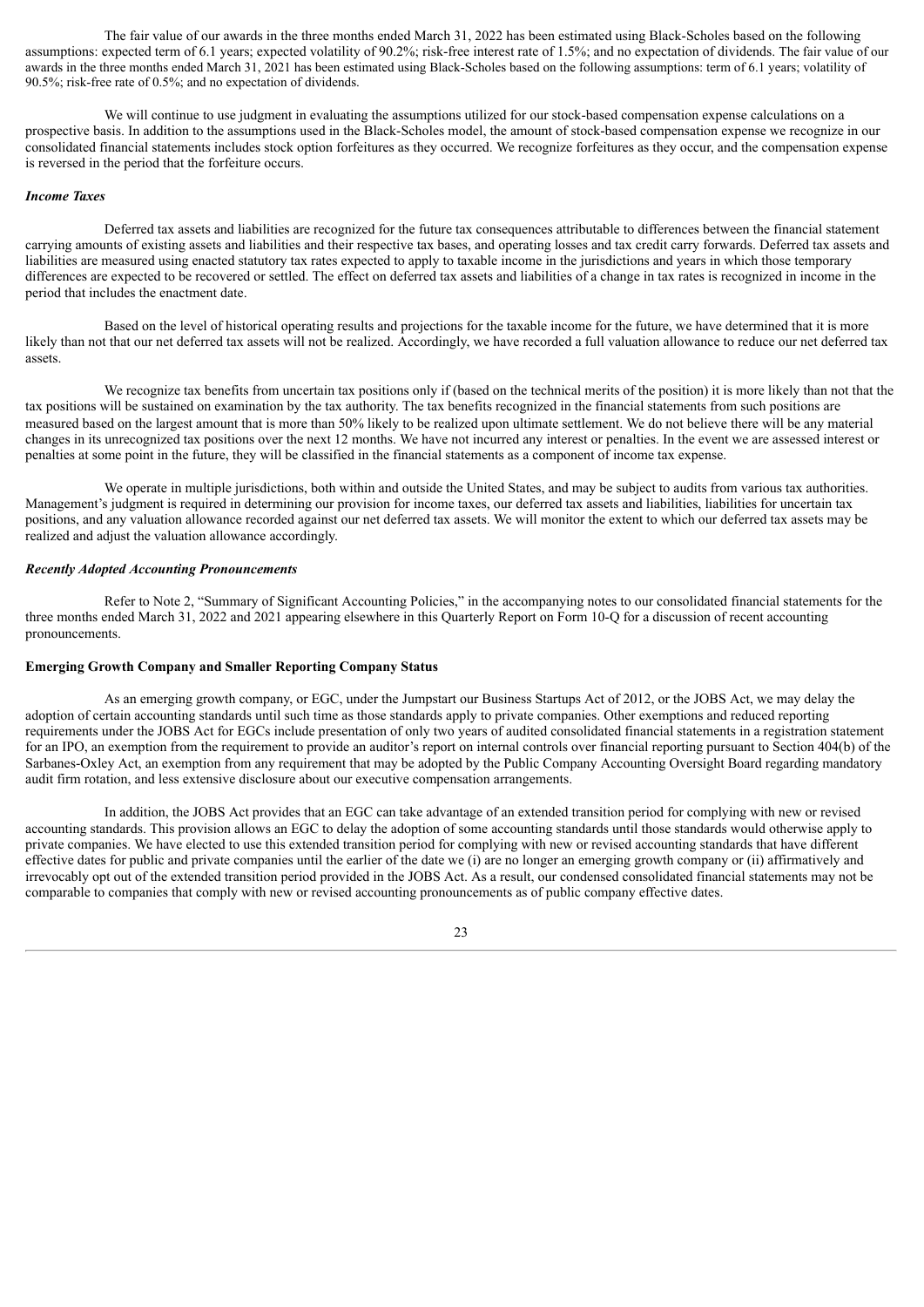The fair value of our awards in the three months ended March 31, 2022 has been estimated using Black-Scholes based on the following assumptions: expected term of 6.1 years; expected volatility of 90.2%; risk-free interest rate of 1.5%; and no expectation of dividends. The fair value of our awards in the three months ended March 31, 2021 has been estimated using Black-Scholes based on the following assumptions: term of 6.1 years; volatility of 90.5%; risk-free rate of 0.5%; and no expectation of dividends.

We will continue to use judgment in evaluating the assumptions utilized for our stock-based compensation expense calculations on a prospective basis. In addition to the assumptions used in the Black-Scholes model, the amount of stock-based compensation expense we recognize in our consolidated financial statements includes stock option forfeitures as they occurred. We recognize forfeitures as they occur, and the compensation expense is reversed in the period that the forfeiture occurs.

***Income Taxes***

Deferred tax assets and liabilities are recognized for the future tax consequences attributable to differences between the financial statement carrying amounts of existing assets and liabilities and their respective tax bases, and operating losses and tax credit carry forwards. Deferred tax assets and liabilities are measured using enacted statutory tax rates expected to apply to taxable income in the jurisdictions and years in which those temporary differences are expected to be recovered or settled. The effect on deferred tax assets and liabilities of a change in tax rates is recognized in income in the period that includes the enactment date.

Based on the level of historical operating results and projections for the taxable income for the future, we have determined that it is more likely than not that our net deferred tax assets will not be realized. Accordingly, we have recorded a full valuation allowance to reduce our net deferred tax assets.

We recognize tax benefits from uncertain tax positions only if (based on the technical merits of the position) it is more likely than not that the tax positions will be sustained on examination by the tax authority. The tax benefits recognized in the financial statements from such positions are measured based on the largest amount that is more than 50% likely to be realized upon ultimate settlement. We do not believe there will be any material changes in its unrecognized tax positions over the next 12 months. We have not incurred any interest or penalties. In the event we are assessed interest or penalties at some point in the future, they will be classified in the financial statements as a component of income tax expense.

We operate in multiple jurisdictions, both within and outside the United States, and may be subject to audits from various tax authorities. Management's judgment is required in determining our provision for income taxes, our deferred tax assets and liabilities, liabilities for uncertain tax positions, and any valuation allowance recorded against our net deferred tax assets. We will monitor the extent to which our deferred tax assets may be realized and adjust the valuation allowance accordingly.

***Recently Adopted Accounting Pronouncements***

Refer to Note 2, "Summary of Significant Accounting Policies," in the accompanying notes to our consolidated financial statements for the three months ended March 31, 2022 and 2021 appearing elsewhere in this Quarterly Report on Form 10-Q for a discussion of recent accounting pronouncements.

**Emerging Growth Company and Smaller Reporting Company Status**

As an emerging growth company, or EGC, under the Jumpstart our Business Startups Act of 2012, or the JOBS Act, we may delay the adoption of certain accounting standards until such time as those standards apply to private companies. Other exemptions and reduced reporting requirements under the JOBS Act for EGCs include presentation of only two years of audited consolidated financial statements in a registration statement for an IPO, an exemption from the requirement to provide an auditor's report on internal controls over financial reporting pursuant to Section 404(b) of the Sarbanes-Oxley Act, an exemption from any requirement that may be adopted by the Public Company Accounting Oversight Board regarding mandatory audit firm rotation, and less extensive disclosure about our executive compensation arrangements.

In addition, the JOBS Act provides that an EGC can take advantage of an extended transition period for complying with new or revised accounting standards. This provision allows an EGC to delay the adoption of some accounting standards until those standards would otherwise apply to private companies. We have elected to use this extended transition period for complying with new or revised accounting standards that have different effective dates for public and private companies until the earlier of the date we (i) are no longer an emerging growth company or (ii) affirmatively and irrevocably opt out of the extended transition period provided in the JOBS Act. As a result, our condensed consolidated financial statements may not be comparable to companies that comply with new or revised accounting pronouncements as of public company effective dates.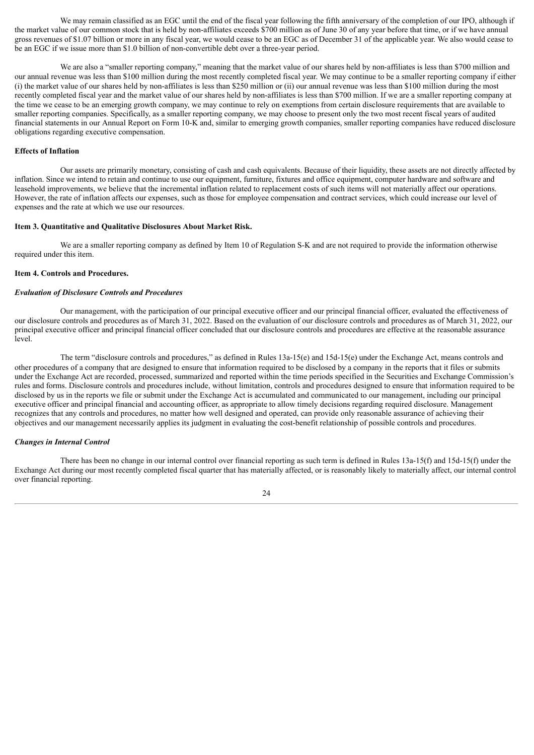We may remain classified as an EGC until the end of the fiscal year following the fifth anniversary of the completion of our IPO, although if the market value of our common stock that is held by non-affiliates exceeds $700 million as of June 30 of any year before that time, or if we have annual gross revenues of $1.07 billion or more in any fiscal year, we would cease to be an EGC as of December 31 of the applicable year. We also would cease to be an EGC if we issue more than $1.0 billion of non-convertible debt over a three-year period.

We are also a "smaller reporting company," meaning that the market value of our shares held by non-affiliates is less than $700 million and our annual revenue was less than $100 million during the most recently completed fiscal year. We may continue to be a smaller reporting company if either (i) the market value of our shares held by non-affiliates is less than $250 million or (ii) our annual revenue was less than $100 million during the most recently completed fiscal year and the market value of our shares held by non-affiliates is less than $700 million. If we are a smaller reporting company at the time we cease to be an emerging growth company, we may continue to rely on exemptions from certain disclosure requirements that are available to smaller reporting companies. Specifically, as a smaller reporting company, we may choose to present only the two most recent fiscal years of audited financial statements in our Annual Report on Form 10-K and, similar to emerging growth companies, smaller reporting companies have reduced disclosure obligations regarding executive compensation.

**Effects of Inflation**

Our assets are primarily monetary, consisting of cash and cash equivalents. Because of their liquidity, these assets are not directly affected by inflation. Since we intend to retain and continue to use our equipment, furniture, fixtures and office equipment, computer hardware and software and leasehold improvements, we believe that the incremental inflation related to replacement costs of such items will not materially affect our operations. However, the rate of inflation affects our expenses, such as those for employee compensation and contract services, which could increase our level of expenses and the rate at which we use our resources.

## Item 3. Quantitative and Qualitative Disclosures About Market Risk.

We are a smaller reporting company as defined by Item 10 of Regulation S-K and are not required to provide the information otherwise required under this item.

## Item 4. Controls and Procedures.

***Evaluation of Disclosure Controls and Procedures***

Our management, with the participation of our principal executive officer and our principal financial officer, evaluated the effectiveness of our disclosure controls and procedures as of March 31, 2022. Based on the evaluation of our disclosure controls and procedures as of March 31, 2022, our principal executive officer and principal financial officer concluded that our disclosure controls and procedures are effective at the reasonable assurance level.

The term "disclosure controls and procedures," as defined in Rules 13a-15(e) and 15d-15(e) under the Exchange Act, means controls and other procedures of a company that are designed to ensure that information required to be disclosed by a company in the reports that it files or submits under the Exchange Act are recorded, processed, summarized and reported within the time periods specified in the Securities and Exchange Commission's rules and forms. Disclosure controls and procedures include, without limitation, controls and procedures designed to ensure that information required to be disclosed by us in the reports we file or submit under the Exchange Act is accumulated and communicated to our management, including our principal executive officer and principal financial and accounting officer, as appropriate to allow timely decisions regarding required disclosure. Management recognizes that any controls and procedures, no matter how well designed and operated, can provide only reasonable assurance of achieving their objectives and our management necessarily applies its judgment in evaluating the cost-benefit relationship of possible controls and procedures.

***Changes in Internal Control***

There has been no change in our internal control over financial reporting as such term is defined in Rules 13a-15(f) and 15d-15(f) under the Exchange Act during our most recently completed fiscal quarter that has materially affected, or is reasonably likely to materially affect, our internal control over financial reporting.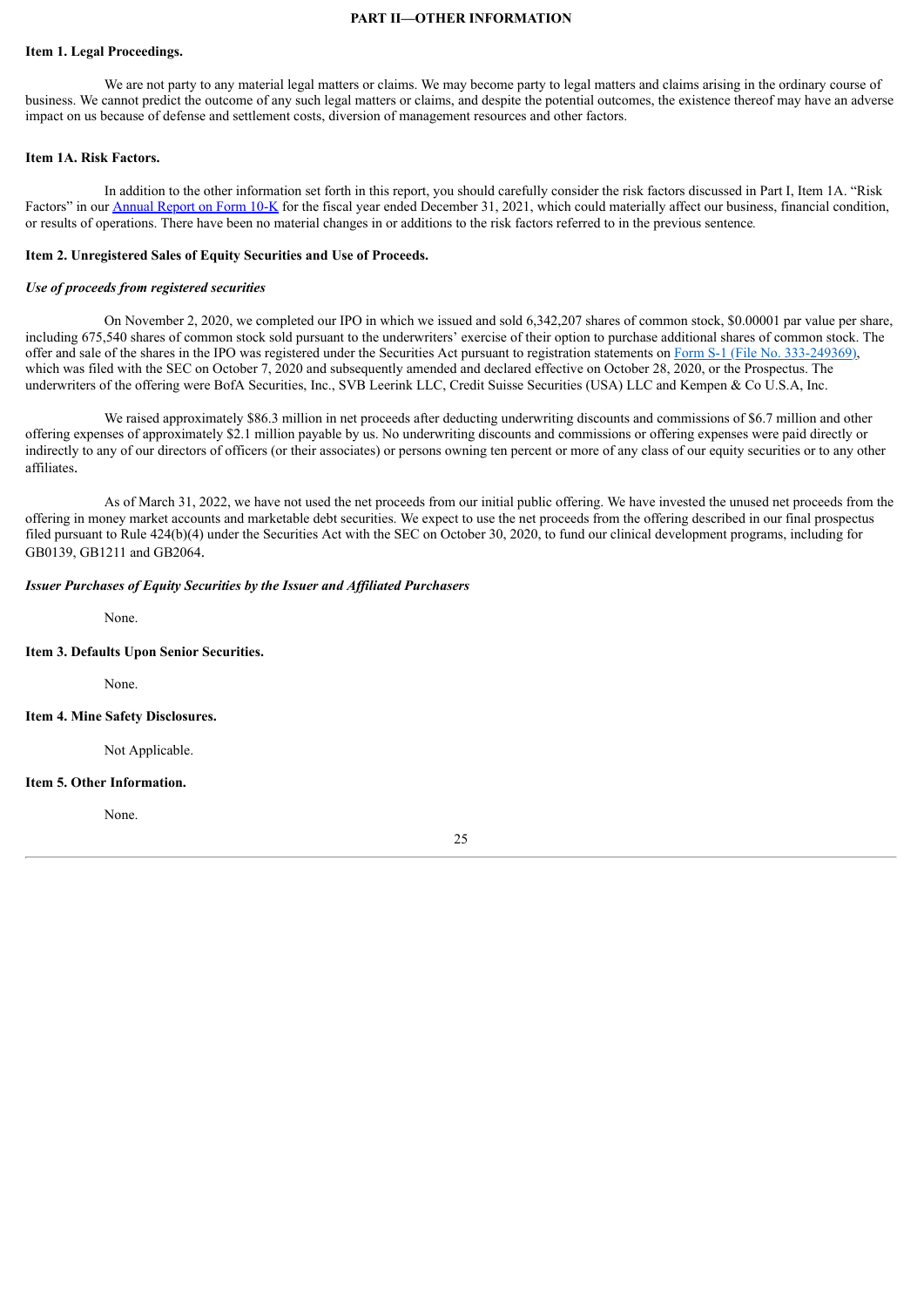# PART II—OTHER INFORMATION

## Item 1. Legal Proceedings.

We are not party to any material legal matters or claims. We may become party to legal matters and claims arising in the ordinary course of business. We cannot predict the outcome of any such legal matters or claims, and despite the potential outcomes, the existence thereof may have an adverse impact on us because of defense and settlement costs, diversion of management resources and other factors.

## Item 1A. Risk Factors.

In addition to the other information set forth in this report, you should carefully consider the risk factors discussed in Part I, Item 1A. "Risk Factors" in our Annual Report on Form 10-K for the fiscal year ended December 31, 2021, which could materially affect our business, financial condition, or results of operations. There have been no material changes in or additions to the risk factors referred to in the previous sentence.

## Item 2. Unregistered Sales of Equity Securities and Use of Proceeds.

***Use of proceeds from registered securities***

On November 2, 2020, we completed our IPO in which we issued and sold 6,342,207 shares of common stock, $0.00001 par value per share, including 675,540 shares of common stock sold pursuant to the underwriters' exercise of their option to purchase additional shares of common stock. The offer and sale of the shares in the IPO was registered under the Securities Act pursuant to registration statements on Form S-1 (File No. 333-249369), which was filed with the SEC on October 7, 2020 and subsequently amended and declared effective on October 28, 2020, or the Prospectus. The underwriters of the offering were BofA Securities, Inc., SVB Leerink LLC, Credit Suisse Securities (USA) LLC and Kempen & Co U.S.A, Inc.

We raised approximately $86.3 million in net proceeds after deducting underwriting discounts and commissions of $6.7 million and other offering expenses of approximately $2.1 million payable by us. No underwriting discounts and commissions or offering expenses were paid directly or indirectly to any of our directors of officers (or their associates) or persons owning ten percent or more of any class of our equity securities or to any other affiliates.

As of March 31, 2022, we have not used the net proceeds from our initial public offering. We have invested the unused net proceeds from the offering in money market accounts and marketable debt securities. We expect to use the net proceeds from the offering described in our final prospectus filed pursuant to Rule 424(b)(4) under the Securities Act with the SEC on October 30, 2020, to fund our clinical development programs, including for GB0139, GB1211 and GB2064.

***Issuer Purchases of Equity Securities by the Issuer and Affiliated Purchasers***

None.

## Item 3. Defaults Upon Senior Securities.

None.

## Item 4. Mine Safety Disclosures.

Not Applicable.

## Item 5. Other Information.

None.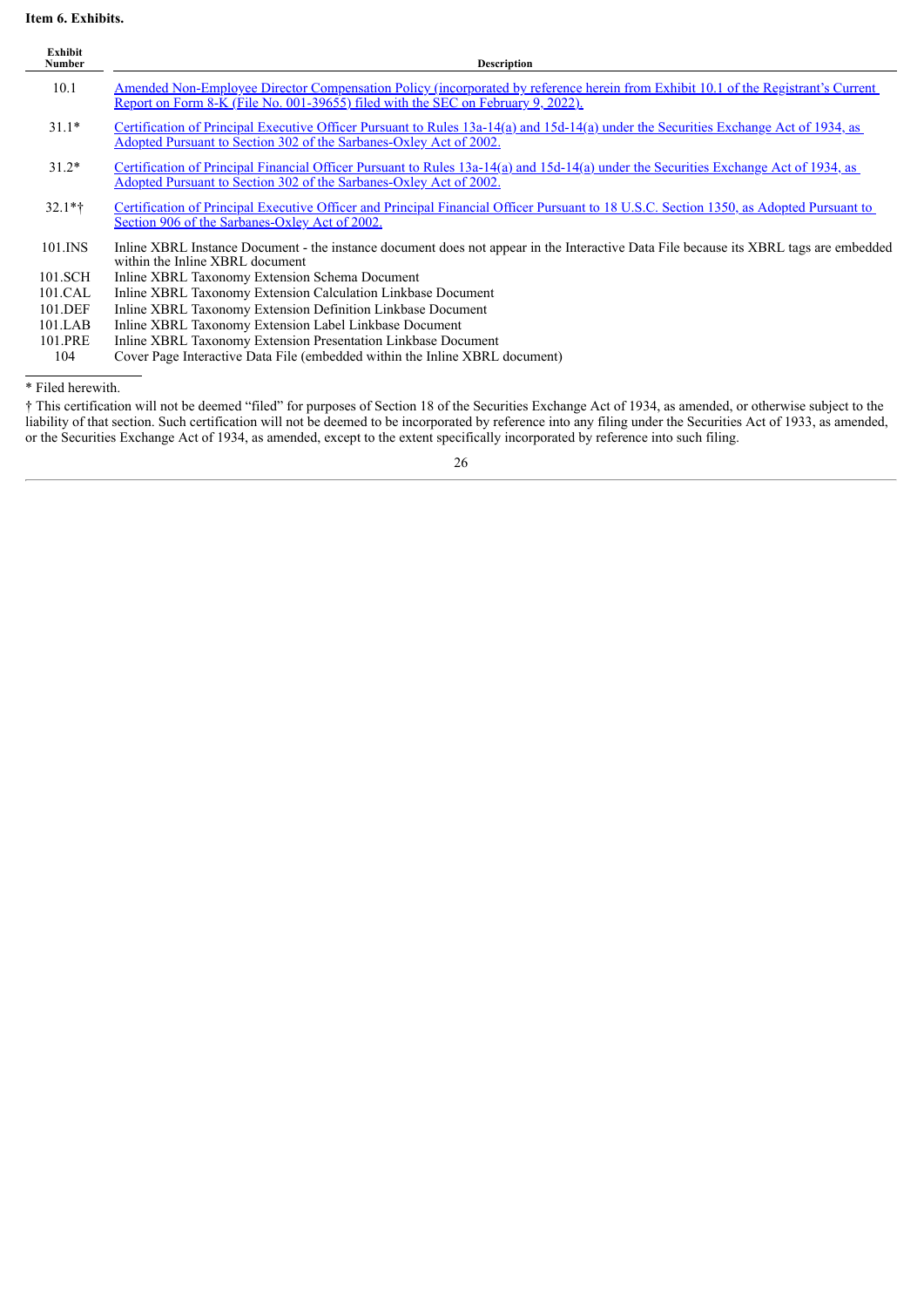**Item 6. Exhibits.**

| Exhibit Number | Description |
|---|---|
| 10.1 | Amended Non-Employee Director Compensation Policy (incorporated by reference herein from Exhibit 10.1 of the Registrant's Current Report on Form 8-K (File No. 001-39655) filed with the SEC on February 9, 2022). |
| 31.1* | Certification of Principal Executive Officer Pursuant to Rules 13a-14(a) and 15d-14(a) under the Securities Exchange Act of 1934, as Adopted Pursuant to Section 302 of the Sarbanes-Oxley Act of 2002. |
| 31.2* | Certification of Principal Financial Officer Pursuant to Rules 13a-14(a) and 15d-14(a) under the Securities Exchange Act of 1934, as Adopted Pursuant to Section 302 of the Sarbanes-Oxley Act of 2002. |
| 32.1*† | Certification of Principal Executive Officer and Principal Financial Officer Pursuant to 18 U.S.C. Section 1350, as Adopted Pursuant to Section 906 of the Sarbanes-Oxley Act of 2002. |
| 101.INS | Inline XBRL Instance Document - the instance document does not appear in the Interactive Data File because its XBRL tags are embedded within the Inline XBRL document |
| 101.SCH | Inline XBRL Taxonomy Extension Schema Document |
| 101.CAL | Inline XBRL Taxonomy Extension Calculation Linkbase Document |
| 101.DEF | Inline XBRL Taxonomy Extension Definition Linkbase Document |
| 101.LAB | Inline XBRL Taxonomy Extension Label Linkbase Document |
| 101.PRE | Inline XBRL Taxonomy Extension Presentation Linkbase Document |
| 104 | Cover Page Interactive Data File (embedded within the Inline XBRL document) |

* Filed herewith.

† This certification will not be deemed "filed" for purposes of Section 18 of the Securities Exchange Act of 1934, as amended, or otherwise subject to the liability of that section. Such certification will not be deemed to be incorporated by reference into any filing under the Securities Act of 1933, as amended, or the Securities Exchange Act of 1934, as amended, except to the extent specifically incorporated by reference into such filing.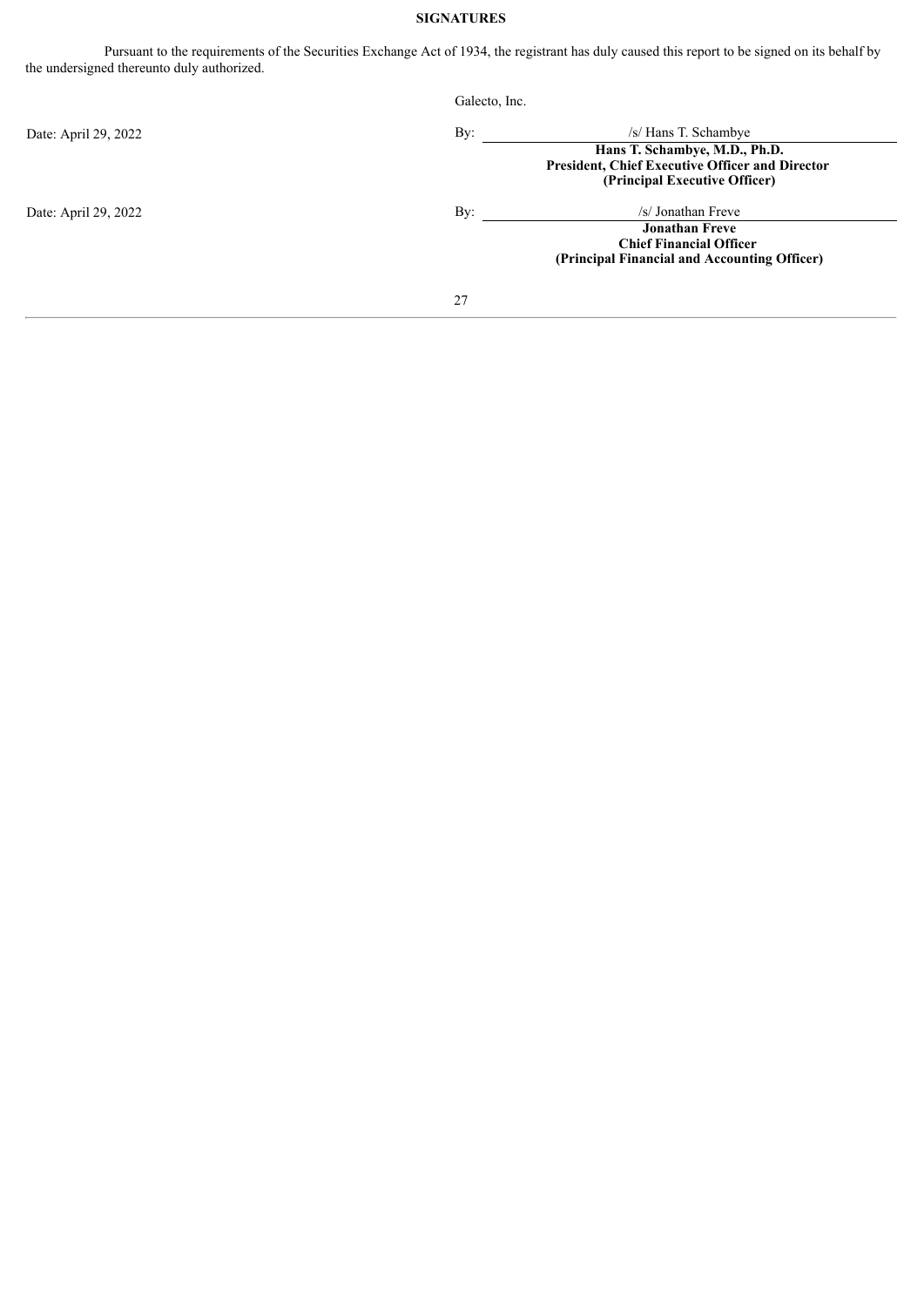## SIGNATURES

Pursuant to the requirements of the Securities Exchange Act of 1934, the registrant has duly caused this report to be signed on its behalf by the undersigned thereunto duly authorized.

Galecto, Inc.

Date: April 29, 2022

By: /s/ Hans T. Schambye

**Hans T. Schambye, M.D., Ph.D.**
**President, Chief Executive Officer and Director**
**(Principal Executive Officer)**

Date: April 29, 2022

By: /s/ Jonathan Freve

**Jonathan Freve**
**Chief Financial Officer**
**(Principal Financial and Accounting Officer)**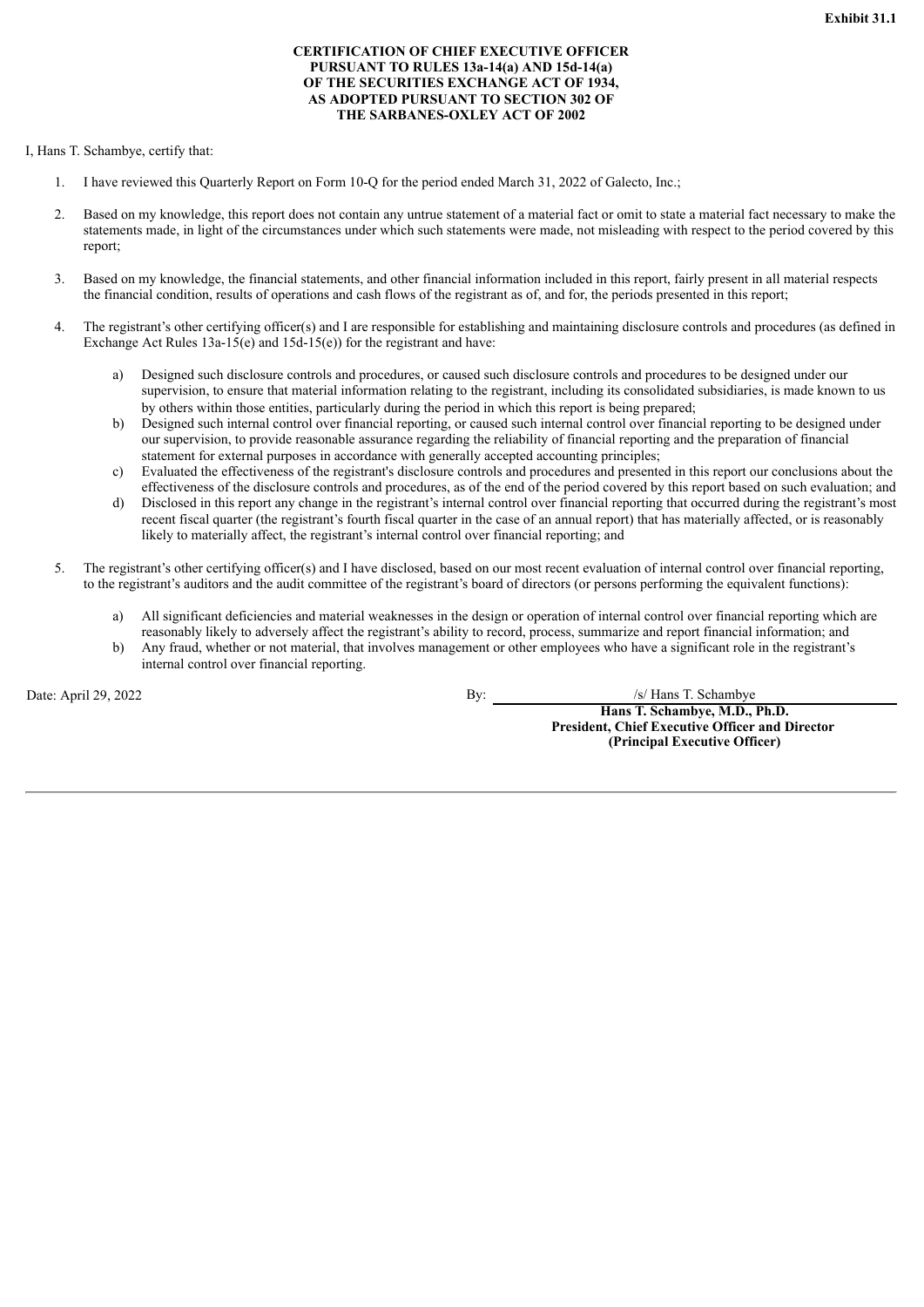**Exhibit 31.1**

**CERTIFICATION OF CHIEF EXECUTIVE OFFICER PURSUANT TO RULES 13a-14(a) AND 15d-14(a) OF THE SECURITIES EXCHANGE ACT OF 1934, AS ADOPTED PURSUANT TO SECTION 302 OF THE SARBANES-OXLEY ACT OF 2002**

I, Hans T. Schambye, certify that:

1. I have reviewed this Quarterly Report on Form 10-Q for the period ended March 31, 2022 of Galecto, Inc.;

2. Based on my knowledge, this report does not contain any untrue statement of a material fact or omit to state a material fact necessary to make the statements made, in light of the circumstances under which such statements were made, not misleading with respect to the period covered by this report;

3. Based on my knowledge, the financial statements, and other financial information included in this report, fairly present in all material respects the financial condition, results of operations and cash flows of the registrant as of, and for, the periods presented in this report;

4. The registrant's other certifying officer(s) and I are responsible for establishing and maintaining disclosure controls and procedures (as defined in Exchange Act Rules 13a-15(e) and 15d-15(e)) for the registrant and have:

   a) Designed such disclosure controls and procedures, or caused such disclosure controls and procedures to be designed under our supervision, to ensure that material information relating to the registrant, including its consolidated subsidiaries, is made known to us by others within those entities, particularly during the period in which this report is being prepared;
   b) Designed such internal control over financial reporting, or caused such internal control over financial reporting to be designed under our supervision, to provide reasonable assurance regarding the reliability of financial reporting and the preparation of financial statement for external purposes in accordance with generally accepted accounting principles;
   c) Evaluated the effectiveness of the registrant's disclosure controls and procedures and presented in this report our conclusions about the effectiveness of the disclosure controls and procedures, as of the end of the period covered by this report based on such evaluation; and
   d) Disclosed in this report any change in the registrant's internal control over financial reporting that occurred during the registrant's most recent fiscal quarter (the registrant's fourth fiscal quarter in the case of an annual report) that has materially affected, or is reasonably likely to materially affect, the registrant's internal control over financial reporting; and

5. The registrant's other certifying officer(s) and I have disclosed, based on our most recent evaluation of internal control over financial reporting, to the registrant's auditors and the audit committee of the registrant's board of directors (or persons performing the equivalent functions):

   a) All significant deficiencies and material weaknesses in the design or operation of internal control over financial reporting which are reasonably likely to adversely affect the registrant's ability to record, process, summarize and report financial information; and
   b) Any fraud, whether or not material, that involves management or other employees who have a significant role in the registrant's internal control over financial reporting.

Date: April 29, 2022

By: /s/ Hans T. Schambye
**Hans T. Schambye, M.D., Ph.D.**
**President, Chief Executive Officer and Director**
**(Principal Executive Officer)**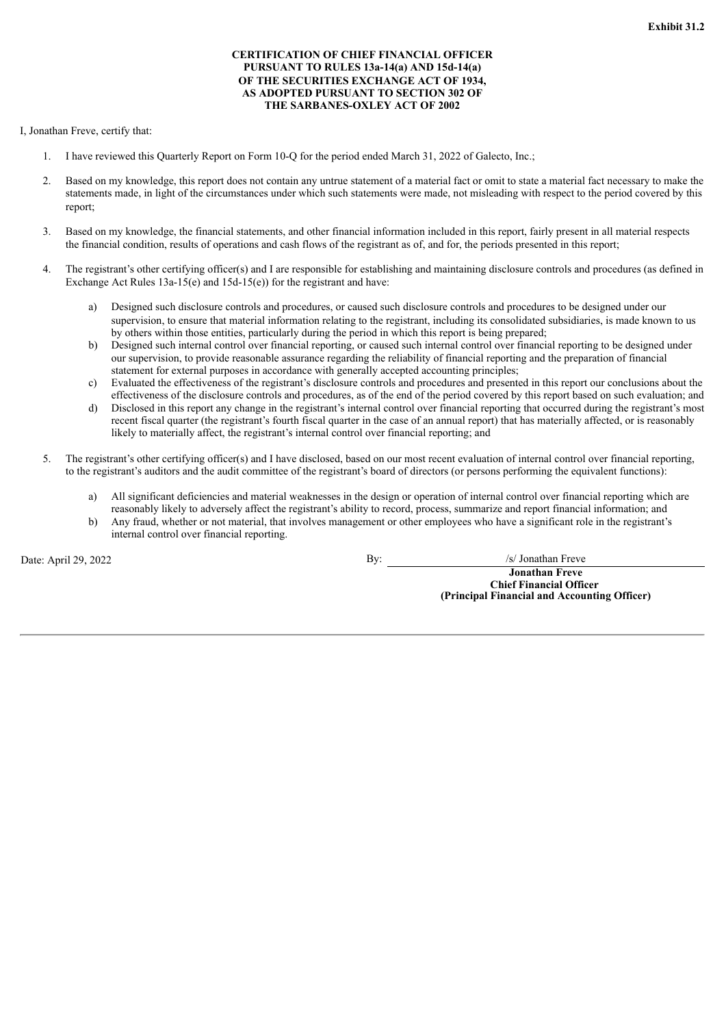**Exhibit 31.2**

**CERTIFICATION OF CHIEF FINANCIAL OFFICER
PURSUANT TO RULES 13a-14(a) AND 15d-14(a)
OF THE SECURITIES EXCHANGE ACT OF 1934,
AS ADOPTED PURSUANT TO SECTION 302 OF
THE SARBANES-OXLEY ACT OF 2002**

I, Jonathan Freve, certify that:

1. I have reviewed this Quarterly Report on Form 10-Q for the period ended March 31, 2022 of Galecto, Inc.;

2. Based on my knowledge, this report does not contain any untrue statement of a material fact or omit to state a material fact necessary to make the statements made, in light of the circumstances under which such statements were made, not misleading with respect to the period covered by this report;

3. Based on my knowledge, the financial statements, and other financial information included in this report, fairly present in all material respects the financial condition, results of operations and cash flows of the registrant as of, and for, the periods presented in this report;

4. The registrant's other certifying officer(s) and I are responsible for establishing and maintaining disclosure controls and procedures (as defined in Exchange Act Rules 13a-15(e) and 15d-15(e)) for the registrant and have:

   a) Designed such disclosure controls and procedures, or caused such disclosure controls and procedures to be designed under our supervision, to ensure that material information relating to the registrant, including its consolidated subsidiaries, is made known to us by others within those entities, particularly during the period in which this report is being prepared;
   b) Designed such internal control over financial reporting, or caused such internal control over financial reporting to be designed under our supervision, to provide reasonable assurance regarding the reliability of financial reporting and the preparation of financial statement for external purposes in accordance with generally accepted accounting principles;
   c) Evaluated the effectiveness of the registrant's disclosure controls and procedures and presented in this report our conclusions about the effectiveness of the disclosure controls and procedures, as of the end of the period covered by this report based on such evaluation; and
   d) Disclosed in this report any change in the registrant's internal control over financial reporting that occurred during the registrant's most recent fiscal quarter (the registrant's fourth fiscal quarter in the case of an annual report) that has materially affected, or is reasonably likely to materially affect, the registrant's internal control over financial reporting; and

5. The registrant's other certifying officer(s) and I have disclosed, based on our most recent evaluation of internal control over financial reporting, to the registrant's auditors and the audit committee of the registrant's board of directors (or persons performing the equivalent functions):

   a) All significant deficiencies and material weaknesses in the design or operation of internal control over financial reporting which are reasonably likely to adversely affect the registrant's ability to record, process, summarize and report financial information; and
   b) Any fraud, whether or not material, that involves management or other employees who have a significant role in the registrant's internal control over financial reporting.

Date: April 29, 2022

By: /s/ Jonathan Freve
**Jonathan Freve**
**Chief Financial Officer**
**(Principal Financial and Accounting Officer)**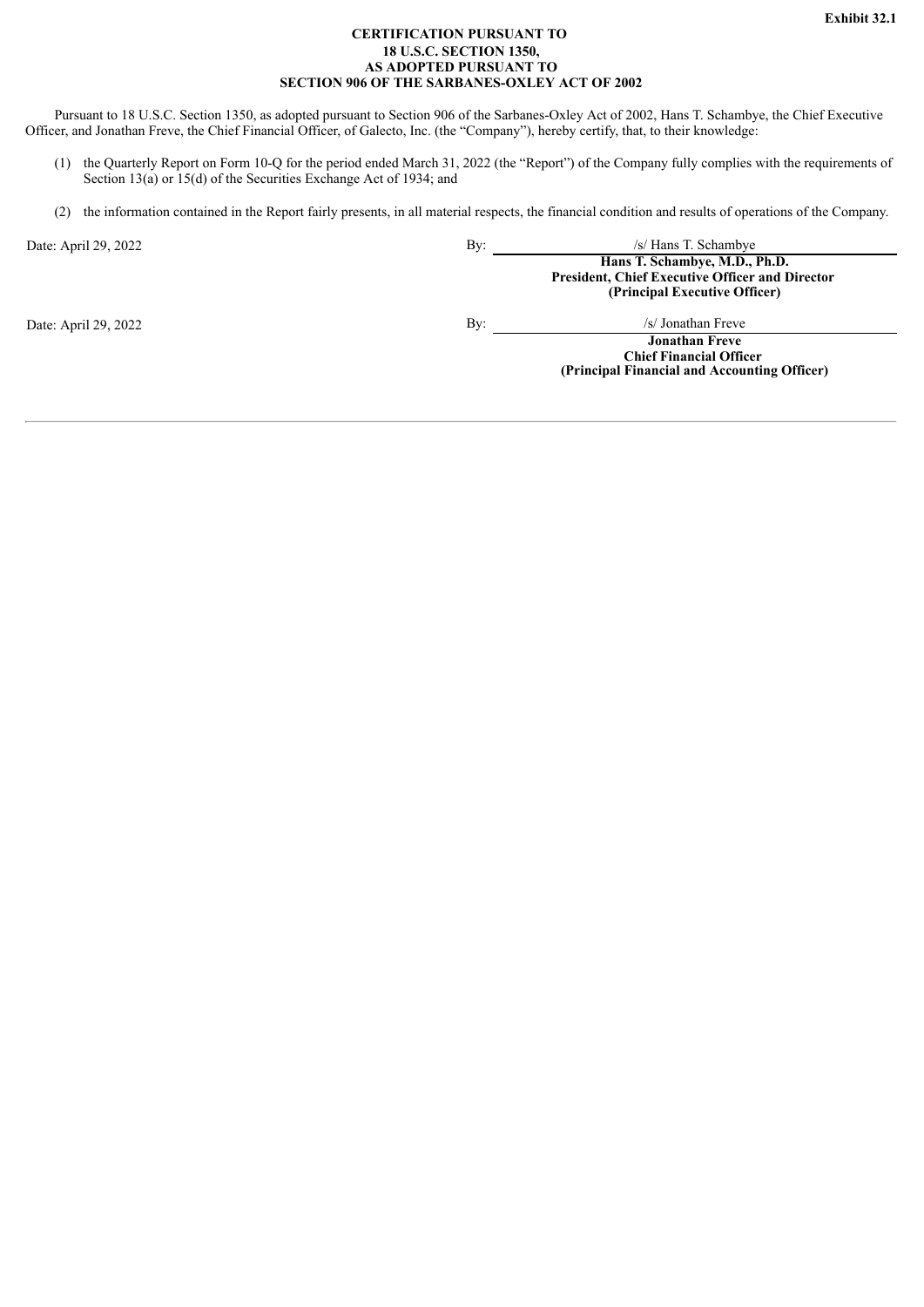**Exhibit 32.1**

**CERTIFICATION PURSUANT TO**
**18 U.S.C. SECTION 1350,**
**AS ADOPTED PURSUANT TO**
**SECTION 906 OF THE SARBANES-OXLEY ACT OF 2002**

Pursuant to 18 U.S.C. Section 1350, as adopted pursuant to Section 906 of the Sarbanes-Oxley Act of 2002, Hans T. Schambye, the Chief Executive Officer, and Jonathan Freve, the Chief Financial Officer, of Galecto, Inc. (the "Company"), hereby certify, that, to their knowledge:

(1) the Quarterly Report on Form 10-Q for the period ended March 31, 2022 (the "Report") of the Company fully complies with the requirements of Section 13(a) or 15(d) of the Securities Exchange Act of 1934; and

(2) the information contained in the Report fairly presents, in all material respects, the financial condition and results of operations of the Company.

Date: April 29, 2022

By: /s/ Hans T. Schambye
**Hans T. Schambye, M.D., Ph.D.**
**President, Chief Executive Officer and Director**
**(Principal Executive Officer)**

Date: April 29, 2022

By: /s/ Jonathan Freve
**Jonathan Freve**
**Chief Financial Officer**
**(Principal Financial and Accounting Officer)**